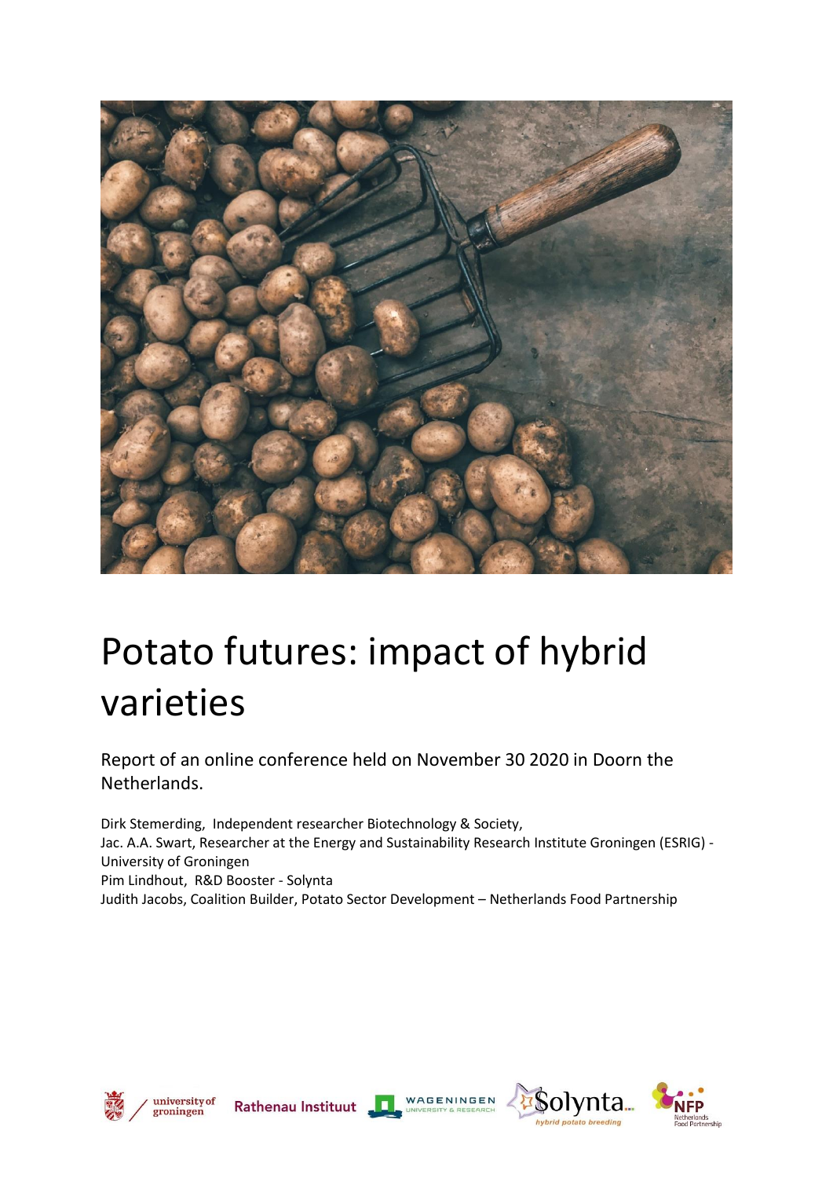# Potato futures: impact of hybrid varieties

Report of an online conference held on November 30 2020 in Doorn the Netherlands.

Dirk Stemerding, Independent researcher Biotechnology & Society,
Jac. A.A. Swart, Researcher at the Energy and Sustainability Research Institute Groningen (ESRIG) - University of Groningen
Pim Lindhout, R&D Booster - Solynta
Judith Jacobs, Coalition Builder, Potato Sector Development – Netherlands Food Partnership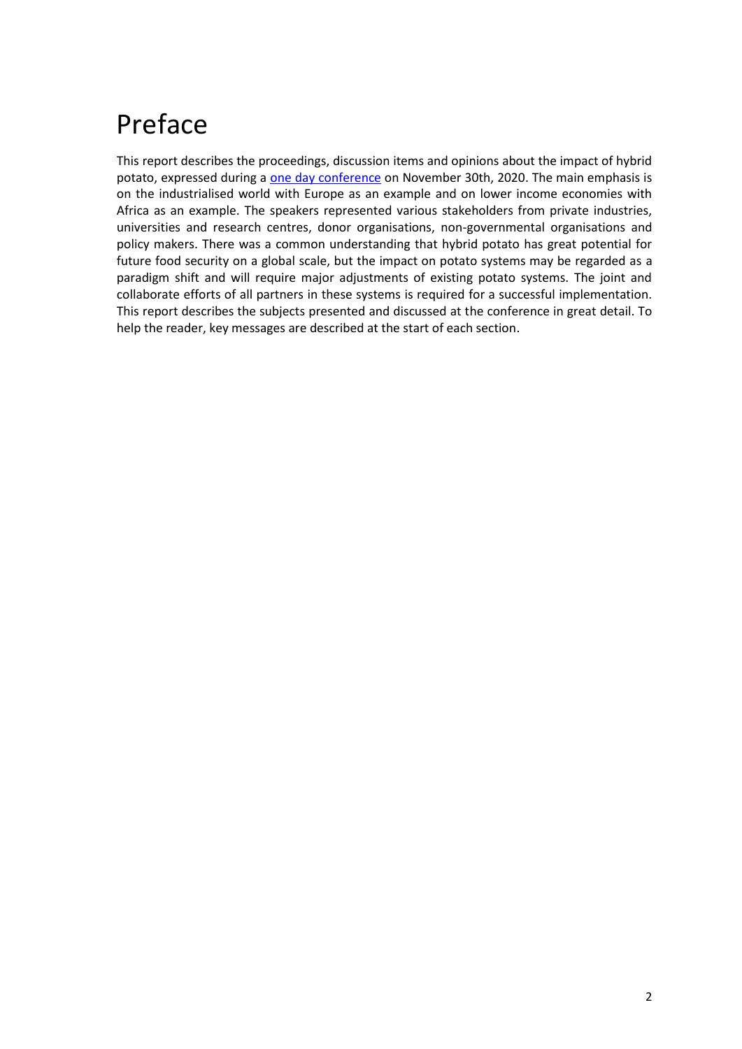# Preface

This report describes the proceedings, discussion items and opinions about the impact of hybrid potato, expressed during a [one day conference] on November 30th, 2020. The main emphasis is on the industrialised world with Europe as an example and on lower income economies with Africa as an example. The speakers represented various stakeholders from private industries, universities and research centres, donor organisations, non-governmental organisations and policy makers. There was a common understanding that hybrid potato has great potential for future food security on a global scale, but the impact on potato systems may be regarded as a paradigm shift and will require major adjustments of existing potato systems. The joint and collaborate efforts of all partners in these systems is required for a successful implementation. This report describes the subjects presented and discussed at the conference in great detail. To help the reader, key messages are described at the start of each section.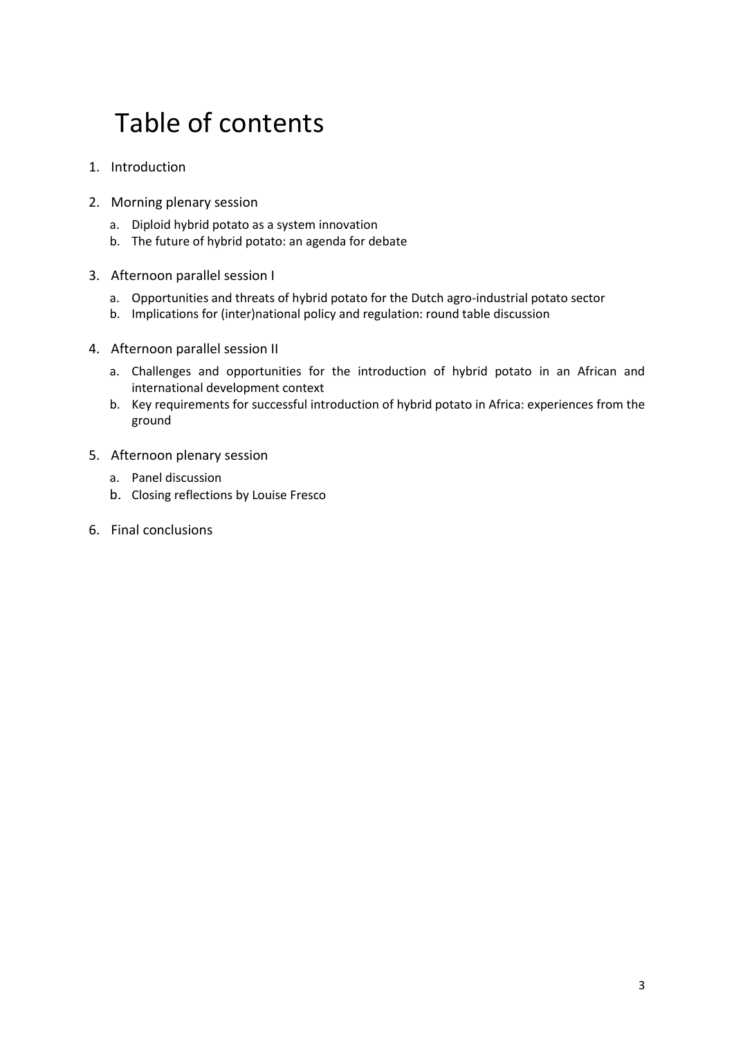# Table of contents

1. Introduction

2. Morning plenary session
   a. Diploid hybrid potato as a system innovation
   b. The future of hybrid potato: an agenda for debate

3. Afternoon parallel session I
   a. Opportunities and threats of hybrid potato for the Dutch agro-industrial potato sector
   b. Implications for (inter)national policy and regulation: round table discussion

4. Afternoon parallel session II
   a. Challenges and opportunities for the introduction of hybrid potato in an African and international development context
   b. Key requirements for successful introduction of hybrid potato in Africa: experiences from the ground

5. Afternoon plenary session
   a. Panel discussion
   b. Closing reflections by Louise Fresco

6. Final conclusions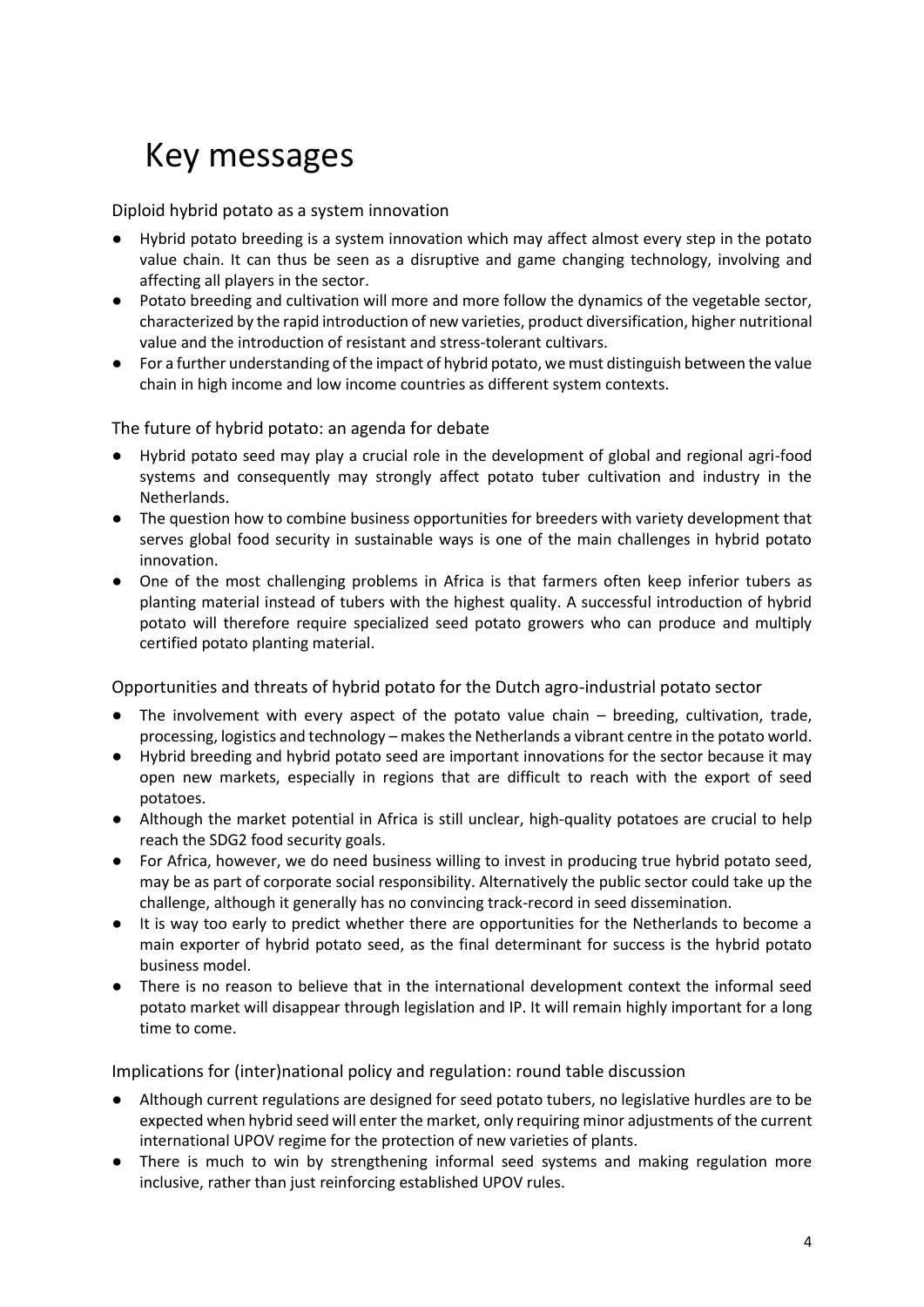# Key messages

## Diploid hybrid potato as a system innovation

- Hybrid potato breeding is a system innovation which may affect almost every step in the potato value chain. It can thus be seen as a disruptive and game changing technology, involving and affecting all players in the sector.
- Potato breeding and cultivation will more and more follow the dynamics of the vegetable sector, characterized by the rapid introduction of new varieties, product diversification, higher nutritional value and the introduction of resistant and stress-tolerant cultivars.
- For a further understanding of the impact of hybrid potato, we must distinguish between the value chain in high income and low income countries as different system contexts.

## The future of hybrid potato: an agenda for debate

- Hybrid potato seed may play a crucial role in the development of global and regional agri-food systems and consequently may strongly affect potato tuber cultivation and industry in the Netherlands.
- The question how to combine business opportunities for breeders with variety development that serves global food security in sustainable ways is one of the main challenges in hybrid potato innovation.
- One of the most challenging problems in Africa is that farmers often keep inferior tubers as planting material instead of tubers with the highest quality. A successful introduction of hybrid potato will therefore require specialized seed potato growers who can produce and multiply certified potato planting material.

## Opportunities and threats of hybrid potato for the Dutch agro-industrial potato sector

- The involvement with every aspect of the potato value chain – breeding, cultivation, trade, processing, logistics and technology – makes the Netherlands a vibrant centre in the potato world.
- Hybrid breeding and hybrid potato seed are important innovations for the sector because it may open new markets, especially in regions that are difficult to reach with the export of seed potatoes.
- Although the market potential in Africa is still unclear, high-quality potatoes are crucial to help reach the SDG2 food security goals.
- For Africa, however, we do need business willing to invest in producing true hybrid potato seed, may be as part of corporate social responsibility. Alternatively the public sector could take up the challenge, although it generally has no convincing track-record in seed dissemination.
- It is way too early to predict whether there are opportunities for the Netherlands to become a main exporter of hybrid potato seed, as the final determinant for success is the hybrid potato business model.
- There is no reason to believe that in the international development context the informal seed potato market will disappear through legislation and IP. It will remain highly important for a long time to come.

## Implications for (inter)national policy and regulation: round table discussion

- Although current regulations are designed for seed potato tubers, no legislative hurdles are to be expected when hybrid seed will enter the market, only requiring minor adjustments of the current international UPOV regime for the protection of new varieties of plants.
- There is much to win by strengthening informal seed systems and making regulation more inclusive, rather than just reinforcing established UPOV rules.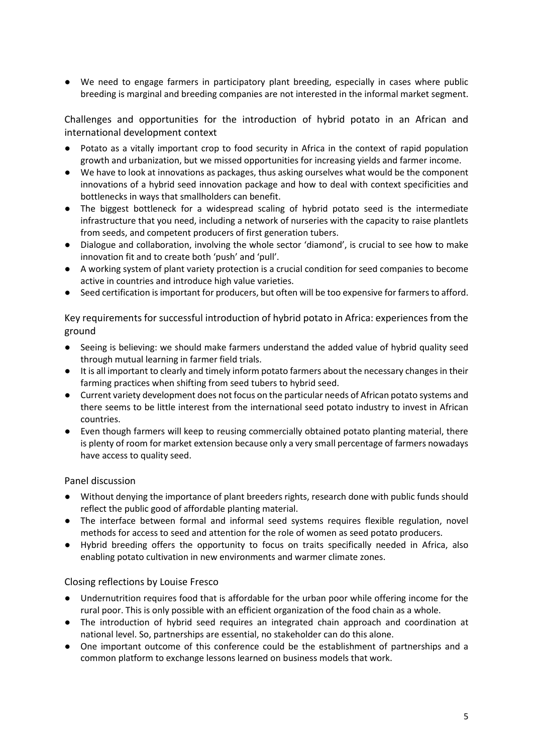- We need to engage farmers in participatory plant breeding, especially in cases where public breeding is marginal and breeding companies are not interested in the informal market segment.

### Challenges and opportunities for the introduction of hybrid potato in an African and international development context

- Potato as a vitally important crop to food security in Africa in the context of rapid population growth and urbanization, but we missed opportunities for increasing yields and farmer income.
- We have to look at innovations as packages, thus asking ourselves what would be the component innovations of a hybrid seed innovation package and how to deal with context specificities and bottlenecks in ways that smallholders can benefit.
- The biggest bottleneck for a widespread scaling of hybrid potato seed is the intermediate infrastructure that you need, including a network of nurseries with the capacity to raise plantlets from seeds, and competent producers of first generation tubers.
- Dialogue and collaboration, involving the whole sector 'diamond', is crucial to see how to make innovation fit and to create both 'push' and 'pull'.
- A working system of plant variety protection is a crucial condition for seed companies to become active in countries and introduce high value varieties.
- Seed certification is important for producers, but often will be too expensive for farmers to afford.

### Key requirements for successful introduction of hybrid potato in Africa: experiences from the ground

- Seeing is believing: we should make farmers understand the added value of hybrid quality seed through mutual learning in farmer field trials.
- It is all important to clearly and timely inform potato farmers about the necessary changes in their farming practices when shifting from seed tubers to hybrid seed.
- Current variety development does not focus on the particular needs of African potato systems and there seems to be little interest from the international seed potato industry to invest in African countries.
- Even though farmers will keep to reusing commercially obtained potato planting material, there is plenty of room for market extension because only a very small percentage of farmers nowadays have access to quality seed.

### Panel discussion

- Without denying the importance of plant breeders rights, research done with public funds should reflect the public good of affordable planting material.
- The interface between formal and informal seed systems requires flexible regulation, novel methods for access to seed and attention for the role of women as seed potato producers.
- Hybrid breeding offers the opportunity to focus on traits specifically needed in Africa, also enabling potato cultivation in new environments and warmer climate zones.

### Closing reflections by Louise Fresco

- Undernutrition requires food that is affordable for the urban poor while offering income for the rural poor. This is only possible with an efficient organization of the food chain as a whole.
- The introduction of hybrid seed requires an integrated chain approach and coordination at national level. So, partnerships are essential, no stakeholder can do this alone.
- One important outcome of this conference could be the establishment of partnerships and a common platform to exchange lessons learned on business models that work.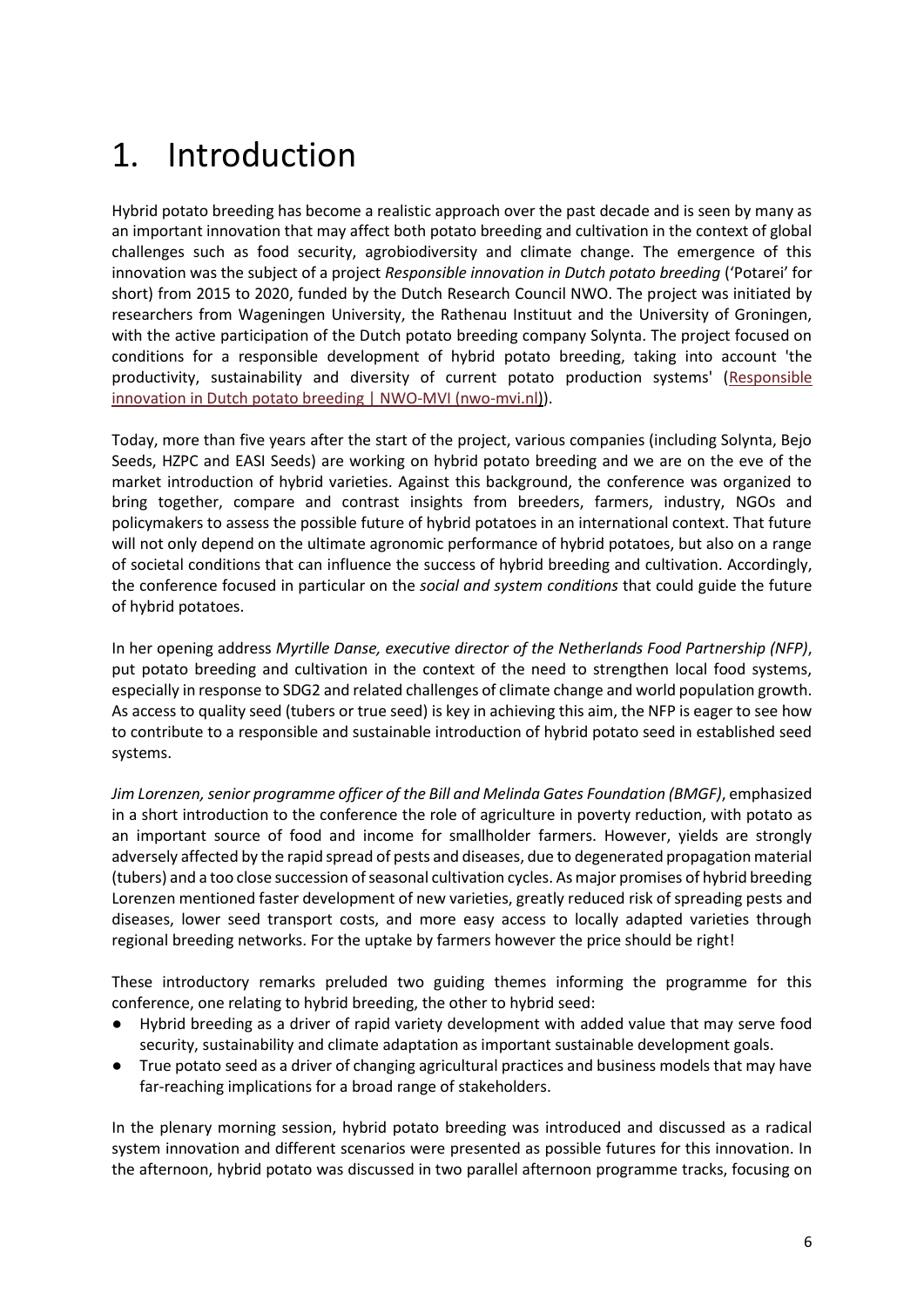# 1. Introduction

Hybrid potato breeding has become a realistic approach over the past decade and is seen by many as an important innovation that may affect both potato breeding and cultivation in the context of global challenges such as food security, agrobiodiversity and climate change. The emergence of this innovation was the subject of a project *Responsible innovation in Dutch potato breeding* ('Potarei' for short) from 2015 to 2020, funded by the Dutch Research Council NWO. The project was initiated by researchers from Wageningen University, the Rathenau Instituut and the University of Groningen, with the active participation of the Dutch potato breeding company Solynta. The project focused on conditions for a responsible development of hybrid potato breeding, taking into account 'the productivity, sustainability and diversity of current potato production systems' ([Responsible innovation in Dutch potato breeding | NWO-MVI (nwo-mvi.nl)]).

Today, more than five years after the start of the project, various companies (including Solynta, Bejo Seeds, HZPC and EASI Seeds) are working on hybrid potato breeding and we are on the eve of the market introduction of hybrid varieties. Against this background, the conference was organized to bring together, compare and contrast insights from breeders, farmers, industry, NGOs and policymakers to assess the possible future of hybrid potatoes in an international context. That future will not only depend on the ultimate agronomic performance of hybrid potatoes, but also on a range of societal conditions that can influence the success of hybrid breeding and cultivation. Accordingly, the conference focused in particular on the *social and system conditions* that could guide the future of hybrid potatoes.

In her opening address *Myrtille Danse, executive director of the Netherlands Food Partnership (NFP)*, put potato breeding and cultivation in the context of the need to strengthen local food systems, especially in response to SDG2 and related challenges of climate change and world population growth. As access to quality seed (tubers or true seed) is key in achieving this aim, the NFP is eager to see how to contribute to a responsible and sustainable introduction of hybrid potato seed in established seed systems.

*Jim Lorenzen, senior programme officer of the Bill and Melinda Gates Foundation (BMGF)*, emphasized in a short introduction to the conference the role of agriculture in poverty reduction, with potato as an important source of food and income for smallholder farmers. However, yields are strongly adversely affected by the rapid spread of pests and diseases, due to degenerated propagation material (tubers) and a too close succession of seasonal cultivation cycles. As major promises of hybrid breeding Lorenzen mentioned faster development of new varieties, greatly reduced risk of spreading pests and diseases, lower seed transport costs, and more easy access to locally adapted varieties through regional breeding networks. For the uptake by farmers however the price should be right!

These introductory remarks preluded two guiding themes informing the programme for this conference, one relating to hybrid breeding, the other to hybrid seed:

- Hybrid breeding as a driver of rapid variety development with added value that may serve food security, sustainability and climate adaptation as important sustainable development goals.
- True potato seed as a driver of changing agricultural practices and business models that may have far-reaching implications for a broad range of stakeholders.

In the plenary morning session, hybrid potato breeding was introduced and discussed as a radical system innovation and different scenarios were presented as possible futures for this innovation. In the afternoon, hybrid potato was discussed in two parallel afternoon programme tracks, focusing on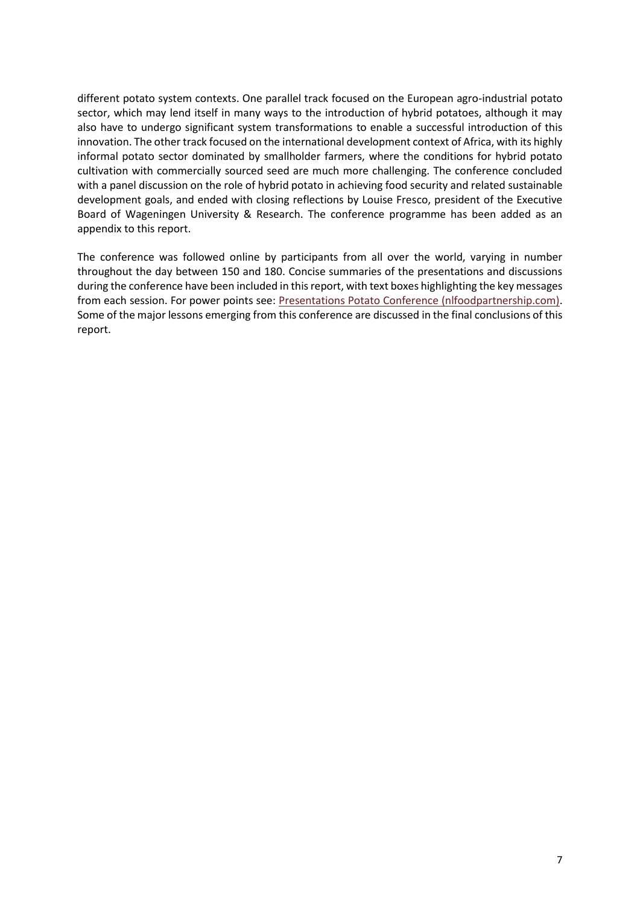different potato system contexts. One parallel track focused on the European agro-industrial potato sector, which may lend itself in many ways to the introduction of hybrid potatoes, although it may also have to undergo significant system transformations to enable a successful introduction of this innovation. The other track focused on the international development context of Africa, with its highly informal potato sector dominated by smallholder farmers, where the conditions for hybrid potato cultivation with commercially sourced seed are much more challenging. The conference concluded with a panel discussion on the role of hybrid potato in achieving food security and related sustainable development goals, and ended with closing reflections by Louise Fresco, president of the Executive Board of Wageningen University & Research. The conference programme has been added as an appendix to this report.

The conference was followed online by participants from all over the world, varying in number throughout the day between 150 and 180. Concise summaries of the presentations and discussions during the conference have been included in this report, with text boxes highlighting the key messages from each session. For power points see: [Presentations Potato Conference (nlfoodpartnership.com)](). Some of the major lessons emerging from this conference are discussed in the final conclusions of this report.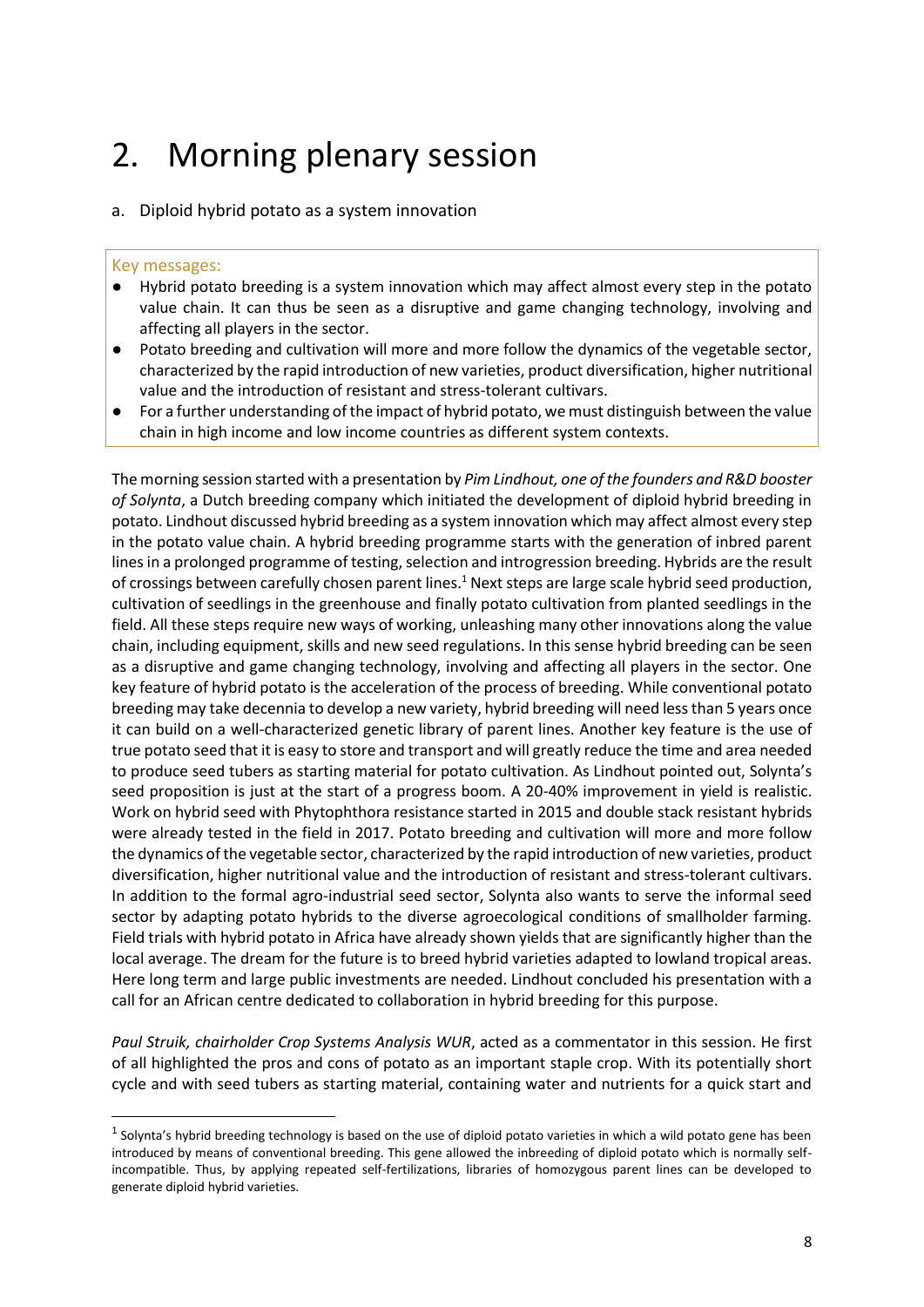# 2. Morning plenary session

## a. Diploid hybrid potato as a system innovation

**Key messages:**

- Hybrid potato breeding is a system innovation which may affect almost every step in the potato value chain. It can thus be seen as a disruptive and game changing technology, involving and affecting all players in the sector.
- Potato breeding and cultivation will more and more follow the dynamics of the vegetable sector, characterized by the rapid introduction of new varieties, product diversification, higher nutritional value and the introduction of resistant and stress-tolerant cultivars.
- For a further understanding of the impact of hybrid potato, we must distinguish between the value chain in high income and low income countries as different system contexts.

The morning session started with a presentation by *Pim Lindhout, one of the founders and R&D booster of Solynta*, a Dutch breeding company which initiated the development of diploid hybrid breeding in potato. Lindhout discussed hybrid breeding as a system innovation which may affect almost every step in the potato value chain. A hybrid breeding programme starts with the generation of inbred parent lines in a prolonged programme of testing, selection and introgression breeding. Hybrids are the result of crossings between carefully chosen parent lines.[1] Next steps are large scale hybrid seed production, cultivation of seedlings in the greenhouse and finally potato cultivation from planted seedlings in the field. All these steps require new ways of working, unleashing many other innovations along the value chain, including equipment, skills and new seed regulations. In this sense hybrid breeding can be seen as a disruptive and game changing technology, involving and affecting all players in the sector. One key feature of hybrid potato is the acceleration of the process of breeding. While conventional potato breeding may take decennia to develop a new variety, hybrid breeding will need less than 5 years once it can build on a well-characterized genetic library of parent lines. Another key feature is the use of true potato seed that it is easy to store and transport and will greatly reduce the time and area needed to produce seed tubers as starting material for potato cultivation. As Lindhout pointed out, Solynta's seed proposition is just at the start of a progress boom. A 20-40% improvement in yield is realistic. Work on hybrid seed with Phytophthora resistance started in 2015 and double stack resistant hybrids were already tested in the field in 2017. Potato breeding and cultivation will more and more follow the dynamics of the vegetable sector, characterized by the rapid introduction of new varieties, product diversification, higher nutritional value and the introduction of resistant and stress-tolerant cultivars. In addition to the formal agro-industrial seed sector, Solynta also wants to serve the informal seed sector by adapting potato hybrids to the diverse agroecological conditions of smallholder farming. Field trials with hybrid potato in Africa have already shown yields that are significantly higher than the local average. The dream for the future is to breed hybrid varieties adapted to lowland tropical areas. Here long term and large public investments are needed. Lindhout concluded his presentation with a call for an African centre dedicated to collaboration in hybrid breeding for this purpose.

*Paul Struik, chairholder Crop Systems Analysis WUR*, acted as a commentator in this session. He first of all highlighted the pros and cons of potato as an important staple crop. With its potentially short cycle and with seed tubers as starting material, containing water and nutrients for a quick start and

[1] Solynta's hybrid breeding technology is based on the use of diploid potato varieties in which a wild potato gene has been introduced by means of conventional breeding. This gene allowed the inbreeding of diploid potato which is normally self-incompatible. Thus, by applying repeated self-fertilizations, libraries of homozygous parent lines can be developed to generate diploid hybrid varieties.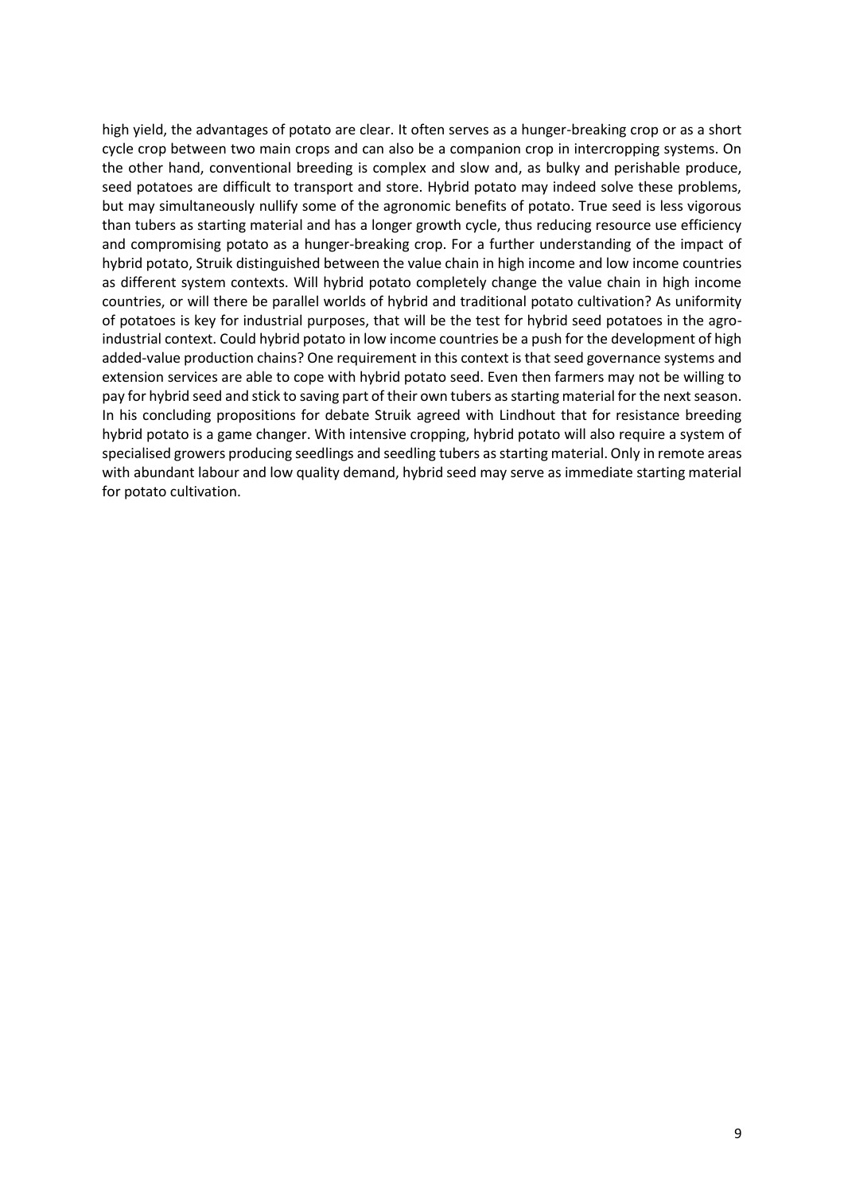high yield, the advantages of potato are clear. It often serves as a hunger-breaking crop or as a short cycle crop between two main crops and can also be a companion crop in intercropping systems. On the other hand, conventional breeding is complex and slow and, as bulky and perishable produce, seed potatoes are difficult to transport and store. Hybrid potato may indeed solve these problems, but may simultaneously nullify some of the agronomic benefits of potato. True seed is less vigorous than tubers as starting material and has a longer growth cycle, thus reducing resource use efficiency and compromising potato as a hunger-breaking crop. For a further understanding of the impact of hybrid potato, Struik distinguished between the value chain in high income and low income countries as different system contexts. Will hybrid potato completely change the value chain in high income countries, or will there be parallel worlds of hybrid and traditional potato cultivation? As uniformity of potatoes is key for industrial purposes, that will be the test for hybrid seed potatoes in the agro-industrial context. Could hybrid potato in low income countries be a push for the development of high added-value production chains? One requirement in this context is that seed governance systems and extension services are able to cope with hybrid potato seed. Even then farmers may not be willing to pay for hybrid seed and stick to saving part of their own tubers as starting material for the next season. In his concluding propositions for debate Struik agreed with Lindhout that for resistance breeding hybrid potato is a game changer. With intensive cropping, hybrid potato will also require a system of specialised growers producing seedlings and seedling tubers as starting material. Only in remote areas with abundant labour and low quality demand, hybrid seed may serve as immediate starting material for potato cultivation.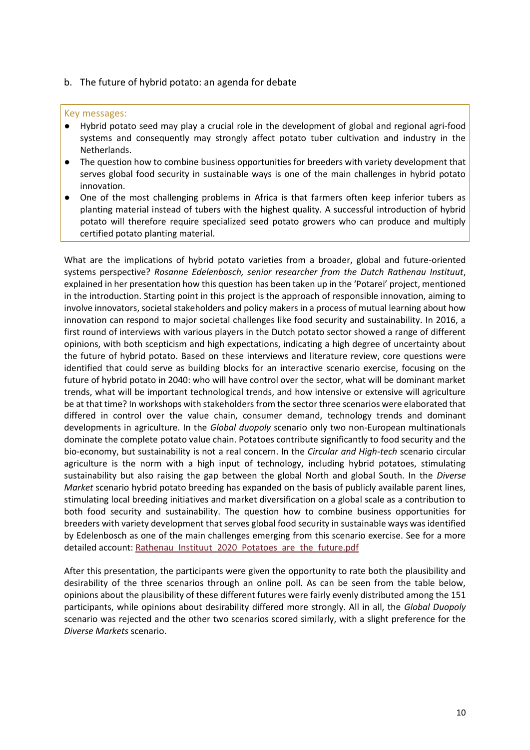## b. The future of hybrid potato: an agenda for debate

Key messages:

- Hybrid potato seed may play a crucial role in the development of global and regional agri-food systems and consequently may strongly affect potato tuber cultivation and industry in the Netherlands.
- The question how to combine business opportunities for breeders with variety development that serves global food security in sustainable ways is one of the main challenges in hybrid potato innovation.
- One of the most challenging problems in Africa is that farmers often keep inferior tubers as planting material instead of tubers with the highest quality. A successful introduction of hybrid potato will therefore require specialized seed potato growers who can produce and multiply certified potato planting material.

What are the implications of hybrid potato varieties from a broader, global and future-oriented systems perspective? *Rosanne Edelenbosch, senior researcher from the Dutch Rathenau Instituut*, explained in her presentation how this question has been taken up in the 'Potarei' project, mentioned in the introduction. Starting point in this project is the approach of responsible innovation, aiming to involve innovators, societal stakeholders and policy makers in a process of mutual learning about how innovation can respond to major societal challenges like food security and sustainability. In 2016, a first round of interviews with various players in the Dutch potato sector showed a range of different opinions, with both scepticism and high expectations, indicating a high degree of uncertainty about the future of hybrid potato. Based on these interviews and literature review, core questions were identified that could serve as building blocks for an interactive scenario exercise, focusing on the future of hybrid potato in 2040: who will have control over the sector, what will be dominant market trends, what will be important technological trends, and how intensive or extensive will agriculture be at that time? In workshops with stakeholders from the sector three scenarios were elaborated that differed in control over the value chain, consumer demand, technology trends and dominant developments in agriculture. In the *Global duopoly* scenario only two non-European multinationals dominate the complete potato value chain. Potatoes contribute significantly to food security and the bio-economy, but sustainability is not a real concern. In the *Circular and High-tech* scenario circular agriculture is the norm with a high input of technology, including hybrid potatoes, stimulating sustainability but also raising the gap between the global North and global South. In the *Diverse Market* scenario hybrid potato breeding has expanded on the basis of publicly available parent lines, stimulating local breeding initiatives and market diversification on a global scale as a contribution to both food security and sustainability. The question how to combine business opportunities for breeders with variety development that serves global food security in sustainable ways was identified by Edelenbosch as one of the main challenges emerging from this scenario exercise. See for a more detailed account: Rathenau_Instituut_2020_Potatoes_are_the_future.pdf

After this presentation, the participants were given the opportunity to rate both the plausibility and desirability of the three scenarios through an online poll. As can be seen from the table below, opinions about the plausibility of these different futures were fairly evenly distributed among the 151 participants, while opinions about desirability differed more strongly. All in all, the *Global Duopoly* scenario was rejected and the other two scenarios scored similarly, with a slight preference for the *Diverse Markets* scenario.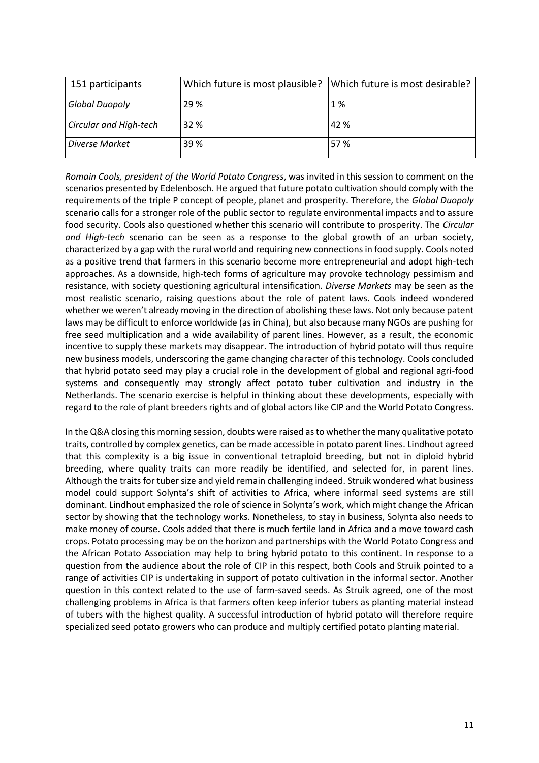| 151 participants | Which future is most plausible? | Which future is most desirable? |
|---|---|---|
| *Global Duopoly* | 29 % | 1 % |
| *Circular and High-tech* | 32 % | 42 % |
| *Diverse Market* | 39 % | 57 % |

*Romain Cools, president of the World Potato Congress*, was invited in this session to comment on the scenarios presented by Edelenbosch. He argued that future potato cultivation should comply with the requirements of the triple P concept of people, planet and prosperity. Therefore, the *Global Duopoly* scenario calls for a stronger role of the public sector to regulate environmental impacts and to assure food security. Cools also questioned whether this scenario will contribute to prosperity. The *Circular and High-tech* scenario can be seen as a response to the global growth of an urban society, characterized by a gap with the rural world and requiring new connections in food supply. Cools noted as a positive trend that farmers in this scenario become more entrepreneurial and adopt high-tech approaches. As a downside, high-tech forms of agriculture may provoke technology pessimism and resistance, with society questioning agricultural intensification. *Diverse Markets* may be seen as the most realistic scenario, raising questions about the role of patent laws. Cools indeed wondered whether we weren't already moving in the direction of abolishing these laws. Not only because patent laws may be difficult to enforce worldwide (as in China), but also because many NGOs are pushing for free seed multiplication and a wide availability of parent lines. However, as a result, the economic incentive to supply these markets may disappear. The introduction of hybrid potato will thus require new business models, underscoring the game changing character of this technology. Cools concluded that hybrid potato seed may play a crucial role in the development of global and regional agri-food systems and consequently may strongly affect potato tuber cultivation and industry in the Netherlands. The scenario exercise is helpful in thinking about these developments, especially with regard to the role of plant breeders rights and of global actors like CIP and the World Potato Congress.

In the Q&A closing this morning session, doubts were raised as to whether the many qualitative potato traits, controlled by complex genetics, can be made accessible in potato parent lines. Lindhout agreed that this complexity is a big issue in conventional tetraploid breeding, but not in diploid hybrid breeding, where quality traits can more readily be identified, and selected for, in parent lines. Although the traits for tuber size and yield remain challenging indeed. Struik wondered what business model could support Solynta's shift of activities to Africa, where informal seed systems are still dominant. Lindhout emphasized the role of science in Solynta's work, which might change the African sector by showing that the technology works. Nonetheless, to stay in business, Solynta also needs to make money of course. Cools added that there is much fertile land in Africa and a move toward cash crops. Potato processing may be on the horizon and partnerships with the World Potato Congress and the African Potato Association may help to bring hybrid potato to this continent. In response to a question from the audience about the role of CIP in this respect, both Cools and Struik pointed to a range of activities CIP is undertaking in support of potato cultivation in the informal sector. Another question in this context related to the use of farm-saved seeds. As Struik agreed, one of the most challenging problems in Africa is that farmers often keep inferior tubers as planting material instead of tubers with the highest quality. A successful introduction of hybrid potato will therefore require specialized seed potato growers who can produce and multiply certified potato planting material.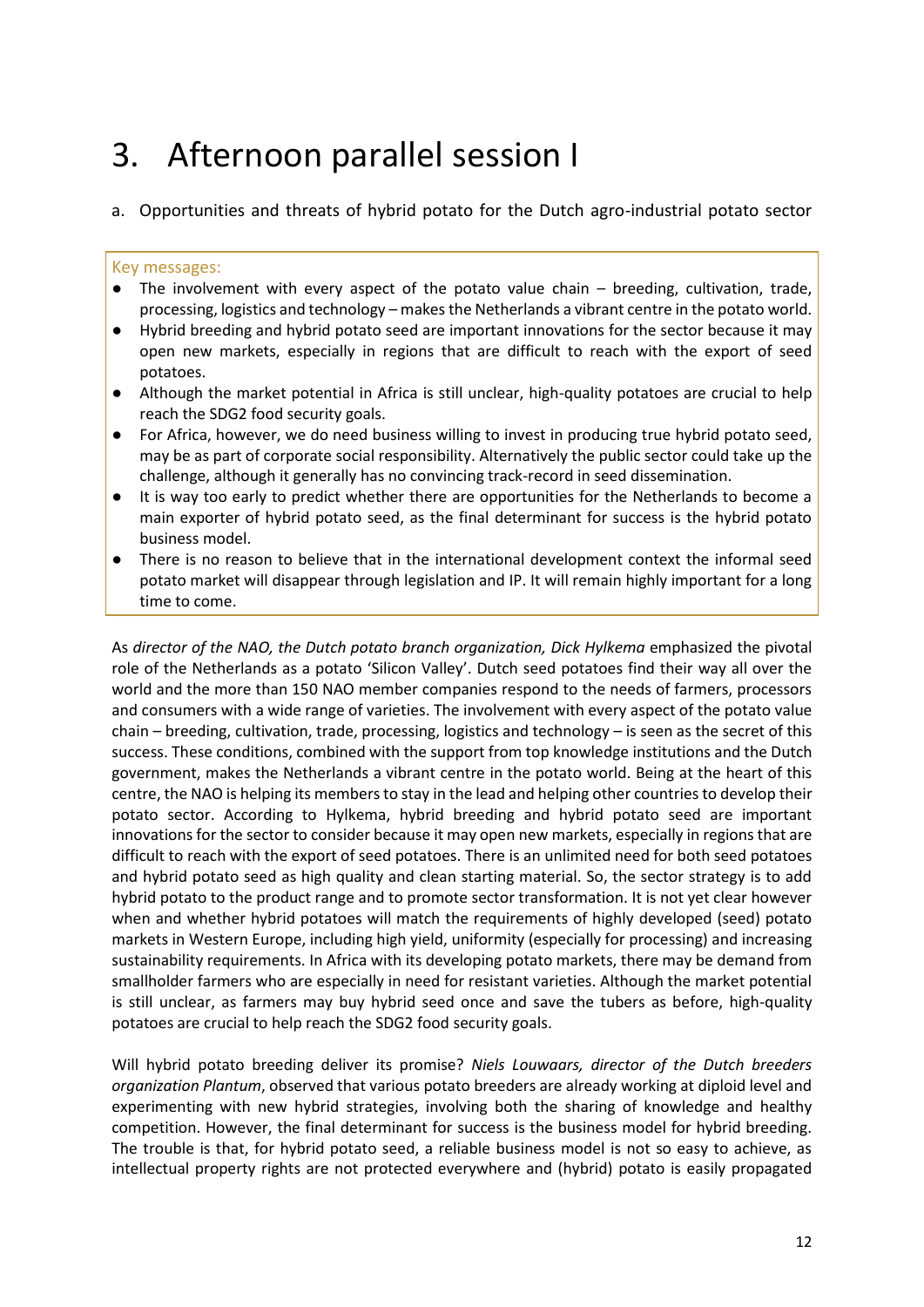# 3. Afternoon parallel session I

a. Opportunities and threats of hybrid potato for the Dutch agro-industrial potato sector

Key messages:

- The involvement with every aspect of the potato value chain – breeding, cultivation, trade, processing, logistics and technology – makes the Netherlands a vibrant centre in the potato world.
- Hybrid breeding and hybrid potato seed are important innovations for the sector because it may open new markets, especially in regions that are difficult to reach with the export of seed potatoes.
- Although the market potential in Africa is still unclear, high-quality potatoes are crucial to help reach the SDG2 food security goals.
- For Africa, however, we do need business willing to invest in producing true hybrid potato seed, may be as part of corporate social responsibility. Alternatively the public sector could take up the challenge, although it generally has no convincing track-record in seed dissemination.
- It is way too early to predict whether there are opportunities for the Netherlands to become a main exporter of hybrid potato seed, as the final determinant for success is the hybrid potato business model.
- There is no reason to believe that in the international development context the informal seed potato market will disappear through legislation and IP. It will remain highly important for a long time to come.

As *director of the NAO, the Dutch potato branch organization, Dick Hylkema* emphasized the pivotal role of the Netherlands as a potato 'Silicon Valley'. Dutch seed potatoes find their way all over the world and the more than 150 NAO member companies respond to the needs of farmers, processors and consumers with a wide range of varieties. The involvement with every aspect of the potato value chain – breeding, cultivation, trade, processing, logistics and technology – is seen as the secret of this success. These conditions, combined with the support from top knowledge institutions and the Dutch government, makes the Netherlands a vibrant centre in the potato world. Being at the heart of this centre, the NAO is helping its members to stay in the lead and helping other countries to develop their potato sector. According to Hylkema, hybrid breeding and hybrid potato seed are important innovations for the sector to consider because it may open new markets, especially in regions that are difficult to reach with the export of seed potatoes. There is an unlimited need for both seed potatoes and hybrid potato seed as high quality and clean starting material. So, the sector strategy is to add hybrid potato to the product range and to promote sector transformation. It is not yet clear however when and whether hybrid potatoes will match the requirements of highly developed (seed) potato markets in Western Europe, including high yield, uniformity (especially for processing) and increasing sustainability requirements. In Africa with its developing potato markets, there may be demand from smallholder farmers who are especially in need for resistant varieties. Although the market potential is still unclear, as farmers may buy hybrid seed once and save the tubers as before, high-quality potatoes are crucial to help reach the SDG2 food security goals.

Will hybrid potato breeding deliver its promise? *Niels Louwaars, director of the Dutch breeders organization Plantum*, observed that various potato breeders are already working at diploid level and experimenting with new hybrid strategies, involving both the sharing of knowledge and healthy competition. However, the final determinant for success is the business model for hybrid breeding. The trouble is that, for hybrid potato seed, a reliable business model is not so easy to achieve, as intellectual property rights are not protected everywhere and (hybrid) potato is easily propagated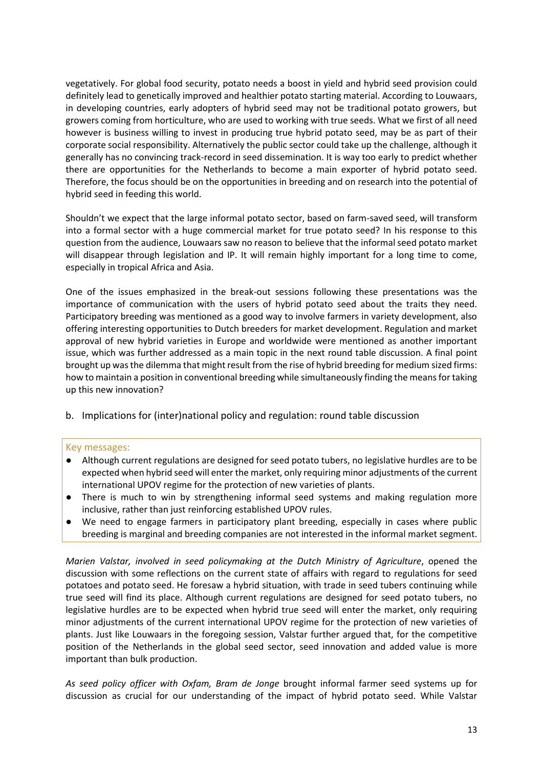vegetatively. For global food security, potato needs a boost in yield and hybrid seed provision could definitely lead to genetically improved and healthier potato starting material. According to Louwaars, in developing countries, early adopters of hybrid seed may not be traditional potato growers, but growers coming from horticulture, who are used to working with true seeds. What we first of all need however is business willing to invest in producing true hybrid potato seed, may be as part of their corporate social responsibility. Alternatively the public sector could take up the challenge, although it generally has no convincing track-record in seed dissemination. It is way too early to predict whether there are opportunities for the Netherlands to become a main exporter of hybrid potato seed. Therefore, the focus should be on the opportunities in breeding and on research into the potential of hybrid seed in feeding this world.

Shouldn't we expect that the large informal potato sector, based on farm-saved seed, will transform into a formal sector with a huge commercial market for true potato seed? In his response to this question from the audience, Louwaars saw no reason to believe that the informal seed potato market will disappear through legislation and IP. It will remain highly important for a long time to come, especially in tropical Africa and Asia.

One of the issues emphasized in the break-out sessions following these presentations was the importance of communication with the users of hybrid potato seed about the traits they need. Participatory breeding was mentioned as a good way to involve farmers in variety development, also offering interesting opportunities to Dutch breeders for market development. Regulation and market approval of new hybrid varieties in Europe and worldwide were mentioned as another important issue, which was further addressed as a main topic in the next round table discussion. A final point brought up was the dilemma that might result from the rise of hybrid breeding for medium sized firms: how to maintain a position in conventional breeding while simultaneously finding the means for taking up this new innovation?

## b. Implications for (inter)national policy and regulation: round table discussion

Key messages:

- Although current regulations are designed for seed potato tubers, no legislative hurdles are to be expected when hybrid seed will enter the market, only requiring minor adjustments of the current international UPOV regime for the protection of new varieties of plants.
- There is much to win by strengthening informal seed systems and making regulation more inclusive, rather than just reinforcing established UPOV rules.
- We need to engage farmers in participatory plant breeding, especially in cases where public breeding is marginal and breeding companies are not interested in the informal market segment.

*Marien Valstar, involved in seed policymaking at the Dutch Ministry of Agriculture*, opened the discussion with some reflections on the current state of affairs with regard to regulations for seed potatoes and potato seed. He foresaw a hybrid situation, with trade in seed tubers continuing while true seed will find its place. Although current regulations are designed for seed potato tubers, no legislative hurdles are to be expected when hybrid true seed will enter the market, only requiring minor adjustments of the current international UPOV regime for the protection of new varieties of plants. Just like Louwaars in the foregoing session, Valstar further argued that, for the competitive position of the Netherlands in the global seed sector, seed innovation and added value is more important than bulk production.

*As seed policy officer with Oxfam, Bram de Jonge* brought informal farmer seed systems up for discussion as crucial for our understanding of the impact of hybrid potato seed. While Valstar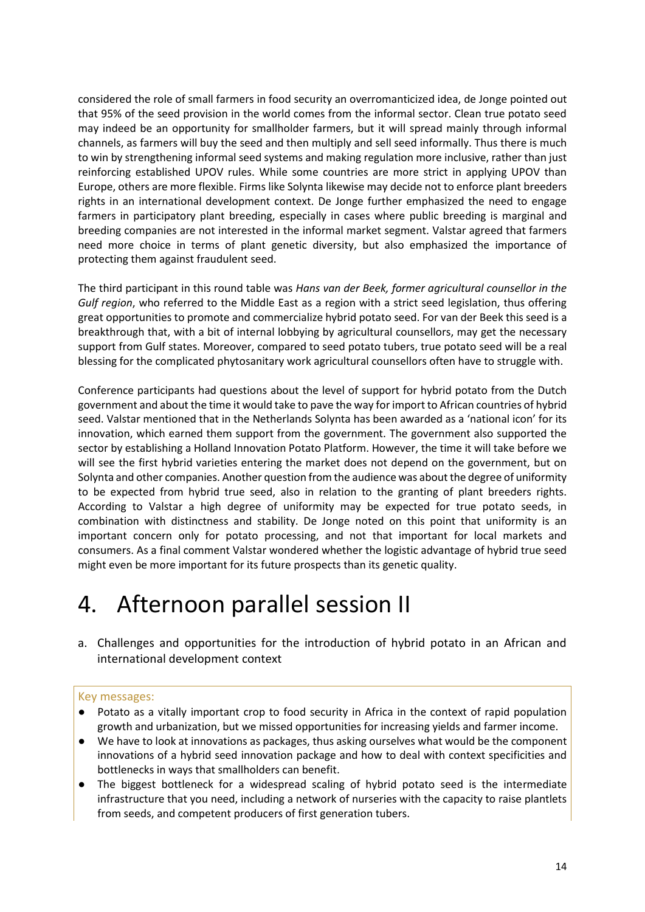considered the role of small farmers in food security an overromanticized idea, de Jonge pointed out that 95% of the seed provision in the world comes from the informal sector. Clean true potato seed may indeed be an opportunity for smallholder farmers, but it will spread mainly through informal channels, as farmers will buy the seed and then multiply and sell seed informally. Thus there is much to win by strengthening informal seed systems and making regulation more inclusive, rather than just reinforcing established UPOV rules. While some countries are more strict in applying UPOV than Europe, others are more flexible. Firms like Solynta likewise may decide not to enforce plant breeders rights in an international development context. De Jonge further emphasized the need to engage farmers in participatory plant breeding, especially in cases where public breeding is marginal and breeding companies are not interested in the informal market segment. Valstar agreed that farmers need more choice in terms of plant genetic diversity, but also emphasized the importance of protecting them against fraudulent seed.

The third participant in this round table was *Hans van der Beek, former agricultural counsellor in the Gulf region*, who referred to the Middle East as a region with a strict seed legislation, thus offering great opportunities to promote and commercialize hybrid potato seed. For van der Beek this seed is a breakthrough that, with a bit of internal lobbying by agricultural counsellors, may get the necessary support from Gulf states. Moreover, compared to seed potato tubers, true potato seed will be a real blessing for the complicated phytosanitary work agricultural counsellors often have to struggle with.

Conference participants had questions about the level of support for hybrid potato from the Dutch government and about the time it would take to pave the way for import to African countries of hybrid seed. Valstar mentioned that in the Netherlands Solynta has been awarded as a 'national icon' for its innovation, which earned them support from the government. The government also supported the sector by establishing a Holland Innovation Potato Platform. However, the time it will take before we will see the first hybrid varieties entering the market does not depend on the government, but on Solynta and other companies. Another question from the audience was about the degree of uniformity to be expected from hybrid true seed, also in relation to the granting of plant breeders rights. According to Valstar a high degree of uniformity may be expected for true potato seeds, in combination with distinctness and stability. De Jonge noted on this point that uniformity is an important concern only for potato processing, and not that important for local markets and consumers. As a final comment Valstar wondered whether the logistic advantage of hybrid true seed might even be more important for its future prospects than its genetic quality.

# 4. Afternoon parallel session II

a. Challenges and opportunities for the introduction of hybrid potato in an African and international development context

Key messages:

- Potato as a vitally important crop to food security in Africa in the context of rapid population growth and urbanization, but we missed opportunities for increasing yields and farmer income.
- We have to look at innovations as packages, thus asking ourselves what would be the component innovations of a hybrid seed innovation package and how to deal with context specificities and bottlenecks in ways that smallholders can benefit.
- The biggest bottleneck for a widespread scaling of hybrid potato seed is the intermediate infrastructure that you need, including a network of nurseries with the capacity to raise plantlets from seeds, and competent producers of first generation tubers.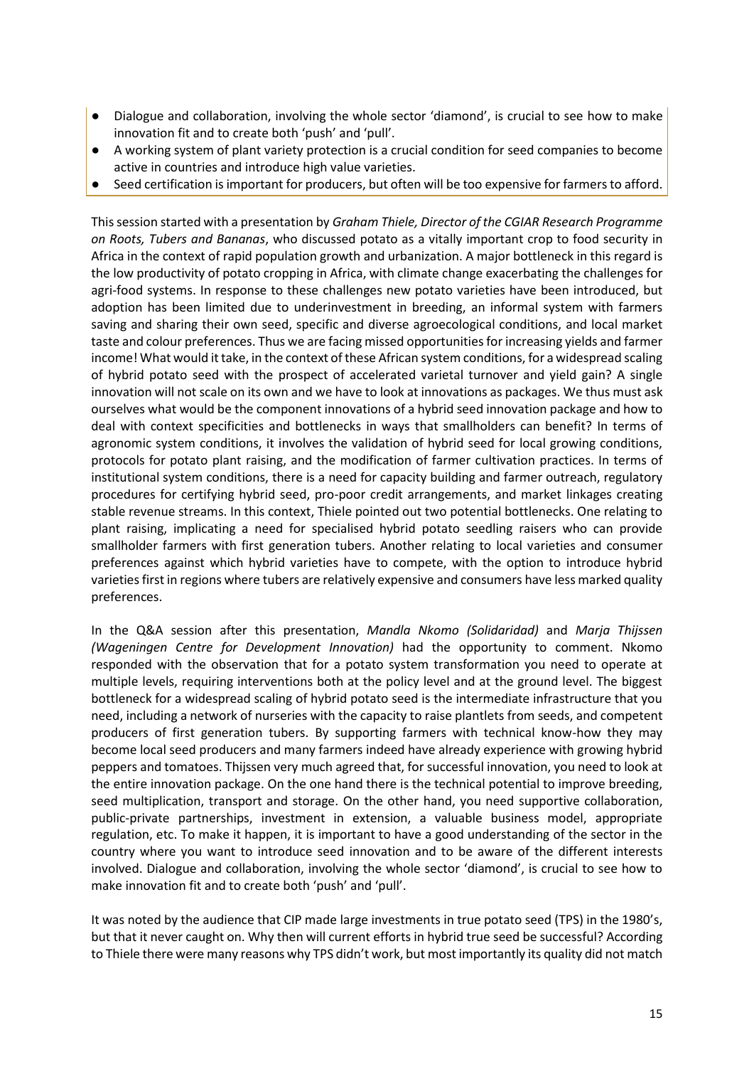- Dialogue and collaboration, involving the whole sector 'diamond', is crucial to see how to make innovation fit and to create both 'push' and 'pull'.
- A working system of plant variety protection is a crucial condition for seed companies to become active in countries and introduce high value varieties.
- Seed certification is important for producers, but often will be too expensive for farmers to afford.

This session started with a presentation by *Graham Thiele, Director of the CGIAR Research Programme on Roots, Tubers and Bananas*, who discussed potato as a vitally important crop to food security in Africa in the context of rapid population growth and urbanization. A major bottleneck in this regard is the low productivity of potato cropping in Africa, with climate change exacerbating the challenges for agri-food systems. In response to these challenges new potato varieties have been introduced, but adoption has been limited due to underinvestment in breeding, an informal system with farmers saving and sharing their own seed, specific and diverse agroecological conditions, and local market taste and colour preferences. Thus we are facing missed opportunities for increasing yields and farmer income! What would it take, in the context of these African system conditions, for a widespread scaling of hybrid potato seed with the prospect of accelerated varietal turnover and yield gain? A single innovation will not scale on its own and we have to look at innovations as packages. We thus must ask ourselves what would be the component innovations of a hybrid seed innovation package and how to deal with context specificities and bottlenecks in ways that smallholders can benefit? In terms of agronomic system conditions, it involves the validation of hybrid seed for local growing conditions, protocols for potato plant raising, and the modification of farmer cultivation practices. In terms of institutional system conditions, there is a need for capacity building and farmer outreach, regulatory procedures for certifying hybrid seed, pro-poor credit arrangements, and market linkages creating stable revenue streams. In this context, Thiele pointed out two potential bottlenecks. One relating to plant raising, implicating a need for specialised hybrid potato seedling raisers who can provide smallholder farmers with first generation tubers. Another relating to local varieties and consumer preferences against which hybrid varieties have to compete, with the option to introduce hybrid varieties first in regions where tubers are relatively expensive and consumers have less marked quality preferences.

In the Q&A session after this presentation, *Mandla Nkomo (Solidaridad)* and *Marja Thijssen (Wageningen Centre for Development Innovation)* had the opportunity to comment. Nkomo responded with the observation that for a potato system transformation you need to operate at multiple levels, requiring interventions both at the policy level and at the ground level. The biggest bottleneck for a widespread scaling of hybrid potato seed is the intermediate infrastructure that you need, including a network of nurseries with the capacity to raise plantlets from seeds, and competent producers of first generation tubers. By supporting farmers with technical know-how they may become local seed producers and many farmers indeed have already experience with growing hybrid peppers and tomatoes. Thijssen very much agreed that, for successful innovation, you need to look at the entire innovation package. On the one hand there is the technical potential to improve breeding, seed multiplication, transport and storage. On the other hand, you need supportive collaboration, public-private partnerships, investment in extension, a valuable business model, appropriate regulation, etc. To make it happen, it is important to have a good understanding of the sector in the country where you want to introduce seed innovation and to be aware of the different interests involved. Dialogue and collaboration, involving the whole sector 'diamond', is crucial to see how to make innovation fit and to create both 'push' and 'pull'.

It was noted by the audience that CIP made large investments in true potato seed (TPS) in the 1980's, but that it never caught on. Why then will current efforts in hybrid true seed be successful? According to Thiele there were many reasons why TPS didn't work, but most importantly its quality did not match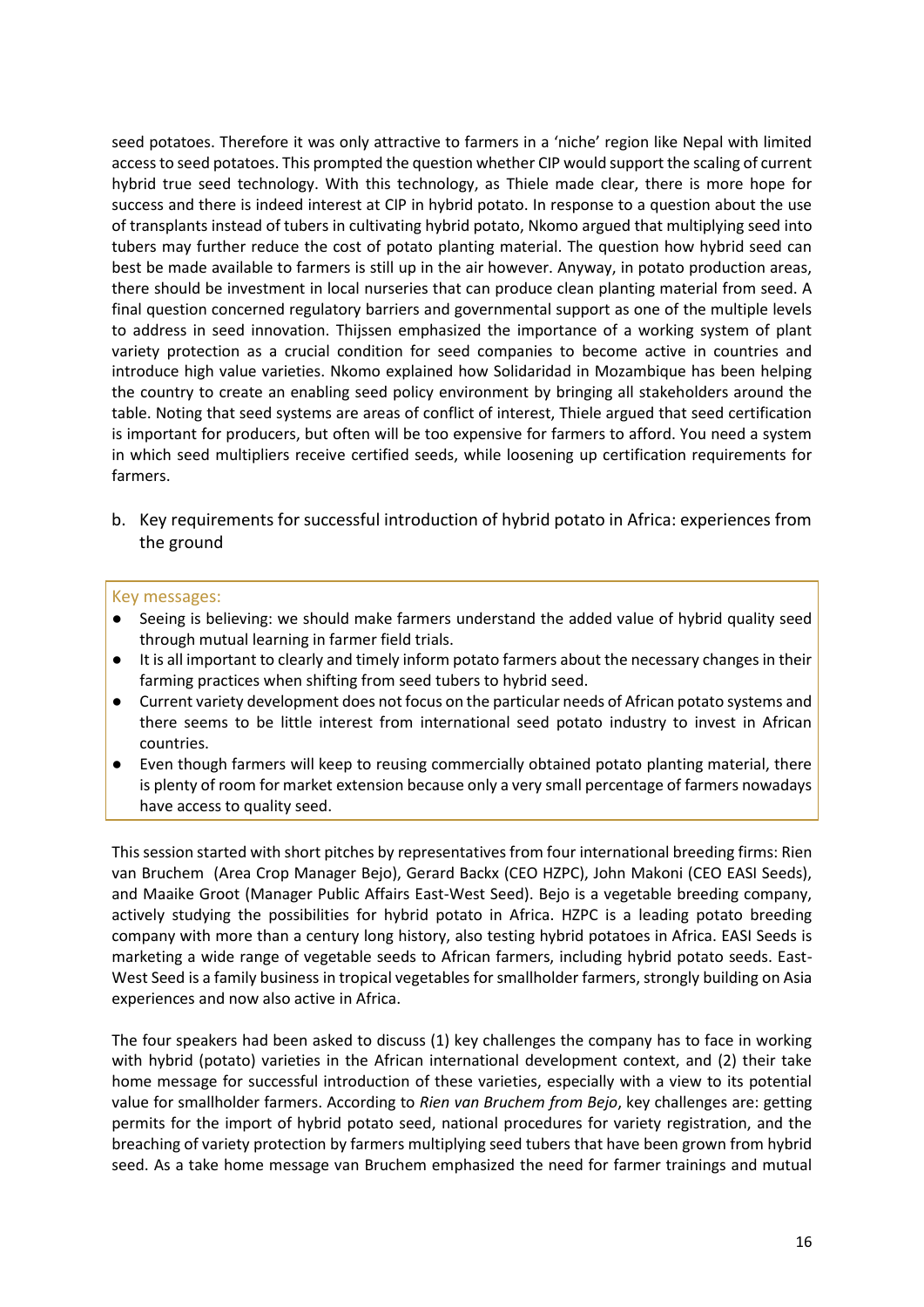seed potatoes. Therefore it was only attractive to farmers in a 'niche' region like Nepal with limited access to seed potatoes. This prompted the question whether CIP would support the scaling of current hybrid true seed technology. With this technology, as Thiele made clear, there is more hope for success and there is indeed interest at CIP in hybrid potato. In response to a question about the use of transplants instead of tubers in cultivating hybrid potato, Nkomo argued that multiplying seed into tubers may further reduce the cost of potato planting material. The question how hybrid seed can best be made available to farmers is still up in the air however. Anyway, in potato production areas, there should be investment in local nurseries that can produce clean planting material from seed. A final question concerned regulatory barriers and governmental support as one of the multiple levels to address in seed innovation. Thijssen emphasized the importance of a working system of plant variety protection as a crucial condition for seed companies to become active in countries and introduce high value varieties. Nkomo explained how Solidaridad in Mozambique has been helping the country to create an enabling seed policy environment by bringing all stakeholders around the table. Noting that seed systems are areas of conflict of interest, Thiele argued that seed certification is important for producers, but often will be too expensive for farmers to afford. You need a system in which seed multipliers receive certified seeds, while loosening up certification requirements for farmers.

### b. Key requirements for successful introduction of hybrid potato in Africa: experiences from the ground

Key messages:

- Seeing is believing: we should make farmers understand the added value of hybrid quality seed through mutual learning in farmer field trials.
- It is all important to clearly and timely inform potato farmers about the necessary changes in their farming practices when shifting from seed tubers to hybrid seed.
- Current variety development does not focus on the particular needs of African potato systems and there seems to be little interest from international seed potato industry to invest in African countries.
- Even though farmers will keep to reusing commercially obtained potato planting material, there is plenty of room for market extension because only a very small percentage of farmers nowadays have access to quality seed.

This session started with short pitches by representatives from four international breeding firms: Rien van Bruchem (Area Crop Manager Bejo), Gerard Backx (CEO HZPC), John Makoni (CEO EASI Seeds), and Maaike Groot (Manager Public Affairs East-West Seed). Bejo is a vegetable breeding company, actively studying the possibilities for hybrid potato in Africa. HZPC is a leading potato breeding company with more than a century long history, also testing hybrid potatoes in Africa. EASI Seeds is marketing a wide range of vegetable seeds to African farmers, including hybrid potato seeds. East-West Seed is a family business in tropical vegetables for smallholder farmers, strongly building on Asia experiences and now also active in Africa.

The four speakers had been asked to discuss (1) key challenges the company has to face in working with hybrid (potato) varieties in the African international development context, and (2) their take home message for successful introduction of these varieties, especially with a view to its potential value for smallholder farmers. According to *Rien van Bruchem from Bejo*, key challenges are: getting permits for the import of hybrid potato seed, national procedures for variety registration, and the breaching of variety protection by farmers multiplying seed tubers that have been grown from hybrid seed. As a take home message van Bruchem emphasized the need for farmer trainings and mutual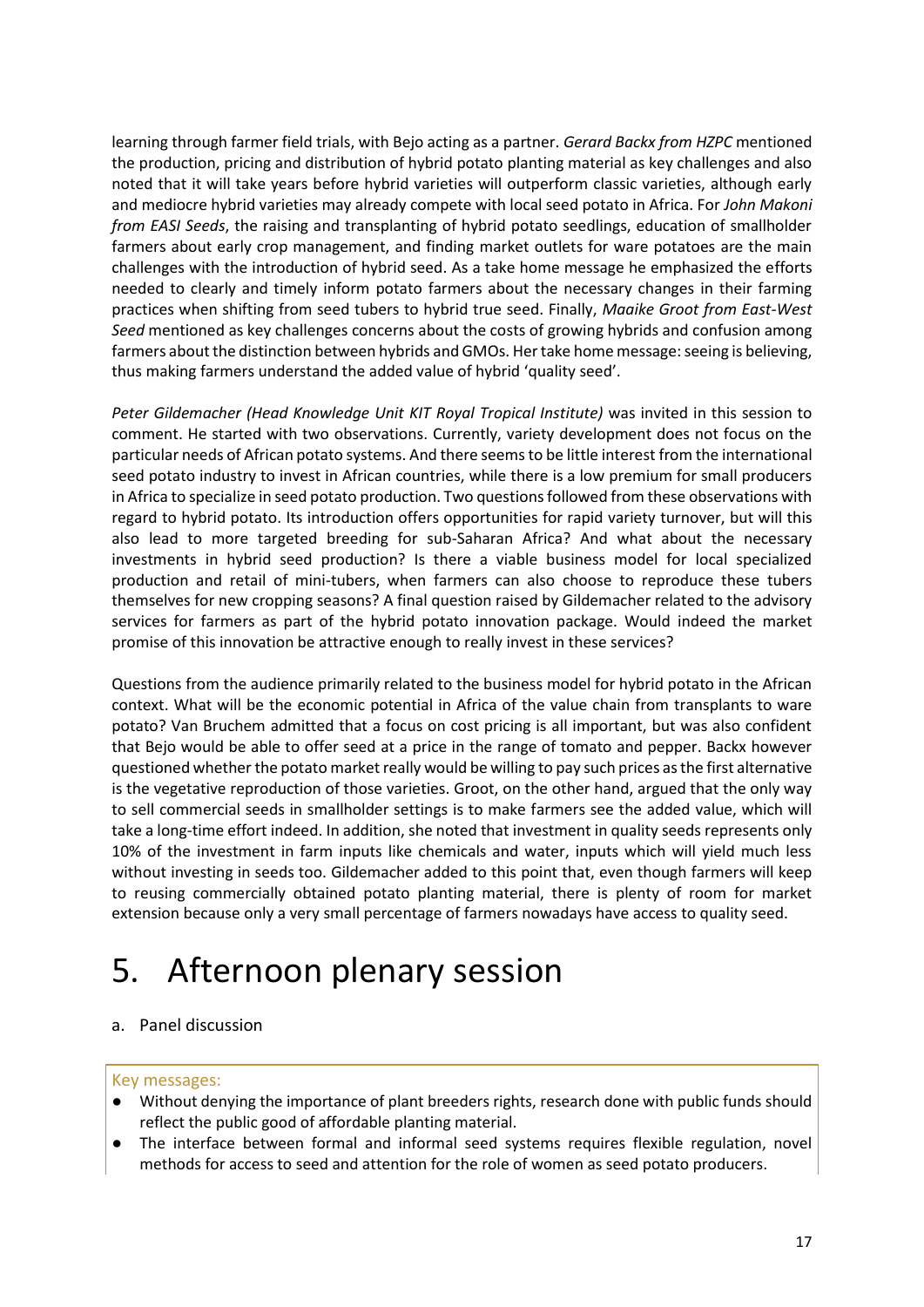learning through farmer field trials, with Bejo acting as a partner. *Gerard Backx from HZPC* mentioned the production, pricing and distribution of hybrid potato planting material as key challenges and also noted that it will take years before hybrid varieties will outperform classic varieties, although early and mediocre hybrid varieties may already compete with local seed potato in Africa. For *John Makoni from EASI Seeds*, the raising and transplanting of hybrid potato seedlings, education of smallholder farmers about early crop management, and finding market outlets for ware potatoes are the main challenges with the introduction of hybrid seed. As a take home message he emphasized the efforts needed to clearly and timely inform potato farmers about the necessary changes in their farming practices when shifting from seed tubers to hybrid true seed. Finally, *Maaike Groot from East-West Seed* mentioned as key challenges concerns about the costs of growing hybrids and confusion among farmers about the distinction between hybrids and GMOs. Her take home message: seeing is believing, thus making farmers understand the added value of hybrid 'quality seed'.

*Peter Gildemacher (Head Knowledge Unit KIT Royal Tropical Institute)* was invited in this session to comment. He started with two observations. Currently, variety development does not focus on the particular needs of African potato systems. And there seems to be little interest from the international seed potato industry to invest in African countries, while there is a low premium for small producers in Africa to specialize in seed potato production. Two questions followed from these observations with regard to hybrid potato. Its introduction offers opportunities for rapid variety turnover, but will this also lead to more targeted breeding for sub-Saharan Africa? And what about the necessary investments in hybrid seed production? Is there a viable business model for local specialized production and retail of mini-tubers, when farmers can also choose to reproduce these tubers themselves for new cropping seasons? A final question raised by Gildemacher related to the advisory services for farmers as part of the hybrid potato innovation package. Would indeed the market promise of this innovation be attractive enough to really invest in these services?

Questions from the audience primarily related to the business model for hybrid potato in the African context. What will be the economic potential in Africa of the value chain from transplants to ware potato? Van Bruchem admitted that a focus on cost pricing is all important, but was also confident that Bejo would be able to offer seed at a price in the range of tomato and pepper. Backx however questioned whether the potato market really would be willing to pay such prices as the first alternative is the vegetative reproduction of those varieties. Groot, on the other hand, argued that the only way to sell commercial seeds in smallholder settings is to make farmers see the added value, which will take a long-time effort indeed. In addition, she noted that investment in quality seeds represents only 10% of the investment in farm inputs like chemicals and water, inputs which will yield much less without investing in seeds too. Gildemacher added to this point that, even though farmers will keep to reusing commercially obtained potato planting material, there is plenty of room for market extension because only a very small percentage of farmers nowadays have access to quality seed.

# 5. Afternoon plenary session

## a. Panel discussion

Key messages:

- Without denying the importance of plant breeders rights, research done with public funds should reflect the public good of affordable planting material.
- The interface between formal and informal seed systems requires flexible regulation, novel methods for access to seed and attention for the role of women as seed potato producers.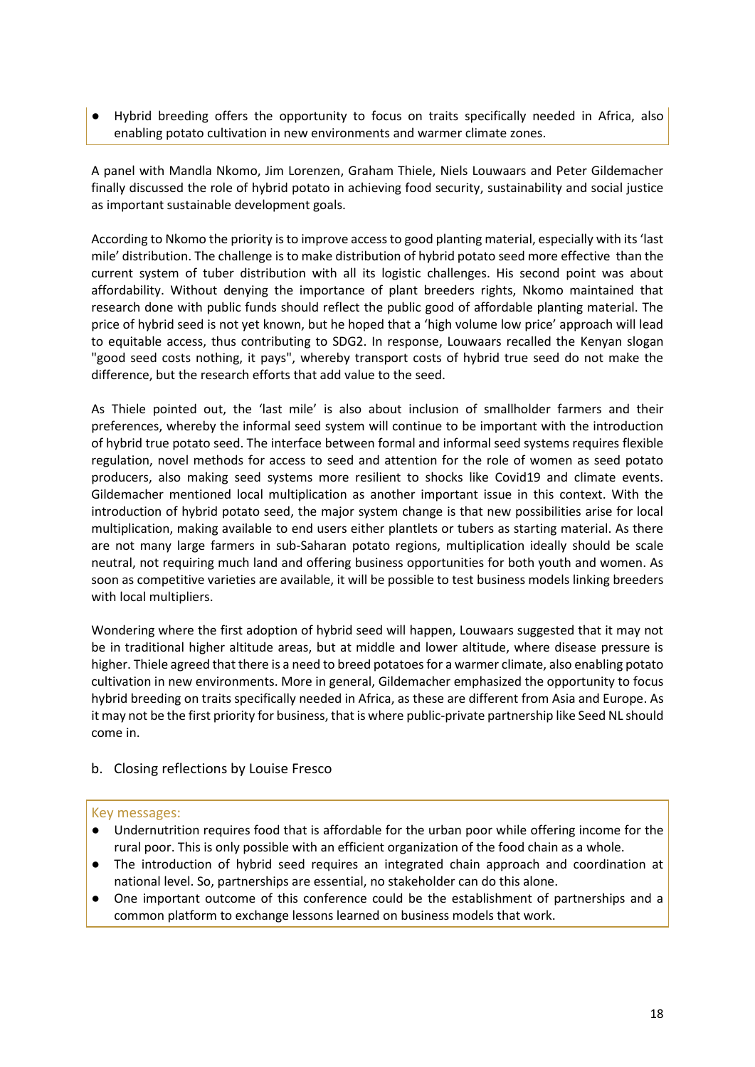- Hybrid breeding offers the opportunity to focus on traits specifically needed in Africa, also enabling potato cultivation in new environments and warmer climate zones.

A panel with Mandla Nkomo, Jim Lorenzen, Graham Thiele, Niels Louwaars and Peter Gildemacher finally discussed the role of hybrid potato in achieving food security, sustainability and social justice as important sustainable development goals.

According to Nkomo the priority is to improve access to good planting material, especially with its 'last mile' distribution. The challenge is to make distribution of hybrid potato seed more effective than the current system of tuber distribution with all its logistic challenges. His second point was about affordability. Without denying the importance of plant breeders rights, Nkomo maintained that research done with public funds should reflect the public good of affordable planting material. The price of hybrid seed is not yet known, but he hoped that a 'high volume low price' approach will lead to equitable access, thus contributing to SDG2. In response, Louwaars recalled the Kenyan slogan "good seed costs nothing, it pays", whereby transport costs of hybrid true seed do not make the difference, but the research efforts that add value to the seed.

As Thiele pointed out, the 'last mile' is also about inclusion of smallholder farmers and their preferences, whereby the informal seed system will continue to be important with the introduction of hybrid true potato seed. The interface between formal and informal seed systems requires flexible regulation, novel methods for access to seed and attention for the role of women as seed potato producers, also making seed systems more resilient to shocks like Covid19 and climate events. Gildemacher mentioned local multiplication as another important issue in this context. With the introduction of hybrid potato seed, the major system change is that new possibilities arise for local multiplication, making available to end users either plantlets or tubers as starting material. As there are not many large farmers in sub-Saharan potato regions, multiplication ideally should be scale neutral, not requiring much land and offering business opportunities for both youth and women. As soon as competitive varieties are available, it will be possible to test business models linking breeders with local multipliers.

Wondering where the first adoption of hybrid seed will happen, Louwaars suggested that it may not be in traditional higher altitude areas, but at middle and lower altitude, where disease pressure is higher. Thiele agreed that there is a need to breed potatoes for a warmer climate, also enabling potato cultivation in new environments. More in general, Gildemacher emphasized the opportunity to focus hybrid breeding on traits specifically needed in Africa, as these are different from Asia and Europe. As it may not be the first priority for business, that is where public-private partnership like Seed NL should come in.

### b. Closing reflections by Louise Fresco

**Key messages:**

- Undernutrition requires food that is affordable for the urban poor while offering income for the rural poor. This is only possible with an efficient organization of the food chain as a whole.
- The introduction of hybrid seed requires an integrated chain approach and coordination at national level. So, partnerships are essential, no stakeholder can do this alone.
- One important outcome of this conference could be the establishment of partnerships and a common platform to exchange lessons learned on business models that work.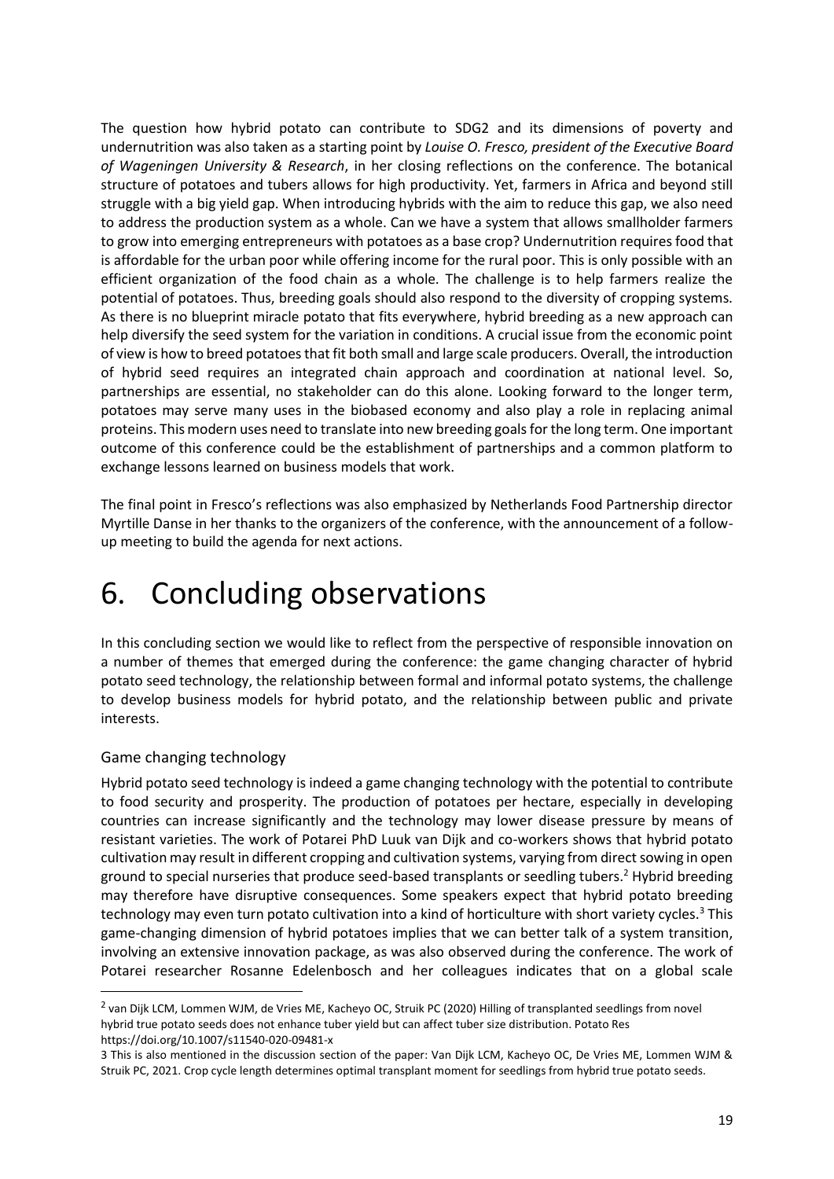The question how hybrid potato can contribute to SDG2 and its dimensions of poverty and undernutrition was also taken as a starting point by *Louise O. Fresco, president of the Executive Board of Wageningen University & Research*, in her closing reflections on the conference. The botanical structure of potatoes and tubers allows for high productivity. Yet, farmers in Africa and beyond still struggle with a big yield gap. When introducing hybrids with the aim to reduce this gap, we also need to address the production system as a whole. Can we have a system that allows smallholder farmers to grow into emerging entrepreneurs with potatoes as a base crop? Undernutrition requires food that is affordable for the urban poor while offering income for the rural poor. This is only possible with an efficient organization of the food chain as a whole. The challenge is to help farmers realize the potential of potatoes. Thus, breeding goals should also respond to the diversity of cropping systems. As there is no blueprint miracle potato that fits everywhere, hybrid breeding as a new approach can help diversify the seed system for the variation in conditions. A crucial issue from the economic point of view is how to breed potatoes that fit both small and large scale producers. Overall, the introduction of hybrid seed requires an integrated chain approach and coordination at national level. So, partnerships are essential, no stakeholder can do this alone. Looking forward to the longer term, potatoes may serve many uses in the biobased economy and also play a role in replacing animal proteins. This modern uses need to translate into new breeding goals for the long term. One important outcome of this conference could be the establishment of partnerships and a common platform to exchange lessons learned on business models that work.

The final point in Fresco's reflections was also emphasized by Netherlands Food Partnership director Myrtille Danse in her thanks to the organizers of the conference, with the announcement of a follow-up meeting to build the agenda for next actions.

# 6. Concluding observations

In this concluding section we would like to reflect from the perspective of responsible innovation on a number of themes that emerged during the conference: the game changing character of hybrid potato seed technology, the relationship between formal and informal potato systems, the challenge to develop business models for hybrid potato, and the relationship between public and private interests.

## Game changing technology

Hybrid potato seed technology is indeed a game changing technology with the potential to contribute to food security and prosperity. The production of potatoes per hectare, especially in developing countries can increase significantly and the technology may lower disease pressure by means of resistant varieties. The work of Potarei PhD Luuk van Dijk and co-workers shows that hybrid potato cultivation may result in different cropping and cultivation systems, varying from direct sowing in open ground to special nurseries that produce seed-based transplants or seedling tubers.[2] Hybrid breeding may therefore have disruptive consequences. Some speakers expect that hybrid potato breeding technology may even turn potato cultivation into a kind of horticulture with short variety cycles.[3] This game-changing dimension of hybrid potatoes implies that we can better talk of a system transition, involving an extensive innovation package, as was also observed during the conference. The work of Potarei researcher Rosanne Edelenbosch and her colleagues indicates that on a global scale

[2] van Dijk LCM, Lommen WJM, de Vries ME, Kacheyo OC, Struik PC (2020) Hilling of transplanted seedlings from novel hybrid true potato seeds does not enhance tuber yield but can affect tuber size distribution. Potato Res https://doi.org/10.1007/s11540-020-09481-x

3 This is also mentioned in the discussion section of the paper: Van Dijk LCM, Kacheyo OC, De Vries ME, Lommen WJM & Struik PC, 2021. Crop cycle length determines optimal transplant moment for seedlings from hybrid true potato seeds.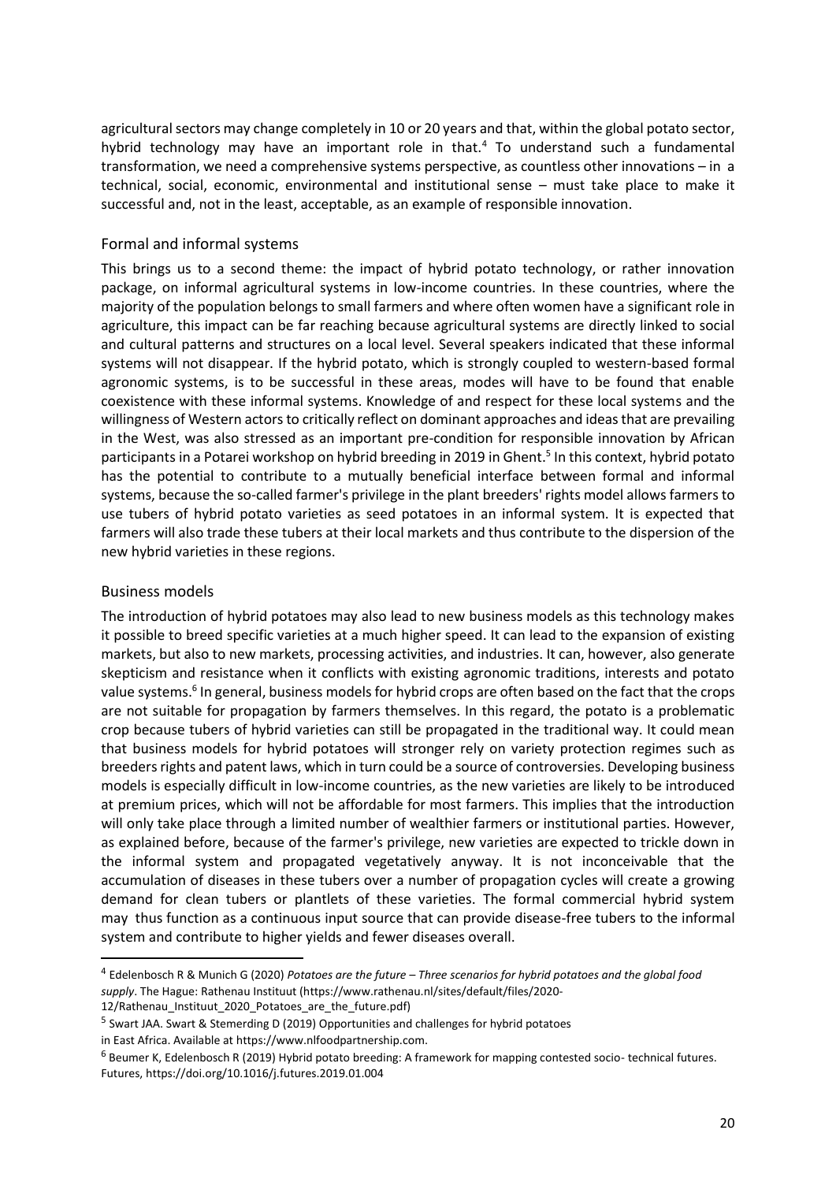agricultural sectors may change completely in 10 or 20 years and that, within the global potato sector, hybrid technology may have an important role in that.[4] To understand such a fundamental transformation, we need a comprehensive systems perspective, as countless other innovations – in a technical, social, economic, environmental and institutional sense – must take place to make it successful and, not in the least, acceptable, as an example of responsible innovation.

## Formal and informal systems

This brings us to a second theme: the impact of hybrid potato technology, or rather innovation package, on informal agricultural systems in low-income countries. In these countries, where the majority of the population belongs to small farmers and where often women have a significant role in agriculture, this impact can be far reaching because agricultural systems are directly linked to social and cultural patterns and structures on a local level. Several speakers indicated that these informal systems will not disappear. If the hybrid potato, which is strongly coupled to western-based formal agronomic systems, is to be successful in these areas, modes will have to be found that enable coexistence with these informal systems. Knowledge of and respect for these local systems and the willingness of Western actors to critically reflect on dominant approaches and ideas that are prevailing in the West, was also stressed as an important pre-condition for responsible innovation by African participants in a Potarei workshop on hybrid breeding in 2019 in Ghent.[5] In this context, hybrid potato has the potential to contribute to a mutually beneficial interface between formal and informal systems, because the so-called farmer's privilege in the plant breeders' rights model allows farmers to use tubers of hybrid potato varieties as seed potatoes in an informal system. It is expected that farmers will also trade these tubers at their local markets and thus contribute to the dispersion of the new hybrid varieties in these regions.

## Business models

The introduction of hybrid potatoes may also lead to new business models as this technology makes it possible to breed specific varieties at a much higher speed. It can lead to the expansion of existing markets, but also to new markets, processing activities, and industries. It can, however, also generate skepticism and resistance when it conflicts with existing agronomic traditions, interests and potato value systems.[6] In general, business models for hybrid crops are often based on the fact that the crops are not suitable for propagation by farmers themselves. In this regard, the potato is a problematic crop because tubers of hybrid varieties can still be propagated in the traditional way. It could mean that business models for hybrid potatoes will stronger rely on variety protection regimes such as breeders rights and patent laws, which in turn could be a source of controversies. Developing business models is especially difficult in low-income countries, as the new varieties are likely to be introduced at premium prices, which will not be affordable for most farmers. This implies that the introduction will only take place through a limited number of wealthier farmers or institutional parties. However, as explained before, because of the farmer's privilege, new varieties are expected to trickle down in the informal system and propagated vegetatively anyway. It is not inconceivable that the accumulation of diseases in these tubers over a number of propagation cycles will create a growing demand for clean tubers or plantlets of these varieties. The formal commercial hybrid system may thus function as a continuous input source that can provide disease-free tubers to the informal system and contribute to higher yields and fewer diseases overall.

---

[4] Edelenbosch R & Munich G (2020) *Potatoes are the future – Three scenarios for hybrid potatoes and the global food supply*. The Hague: Rathenau Instituut (https://www.rathenau.nl/sites/default/files/2020-12/Rathenau_Instituut_2020_Potatoes_are_the_future.pdf)

[5] Swart JAA. Swart & Stemerding D (2019) Opportunities and challenges for hybrid potatoes in East Africa. Available at https://www.nlfoodpartnership.com.

[6] Beumer K, Edelenbosch R (2019) Hybrid potato breeding: A framework for mapping contested socio- technical futures. Futures, https://doi.org/10.1016/j.futures.2019.01.004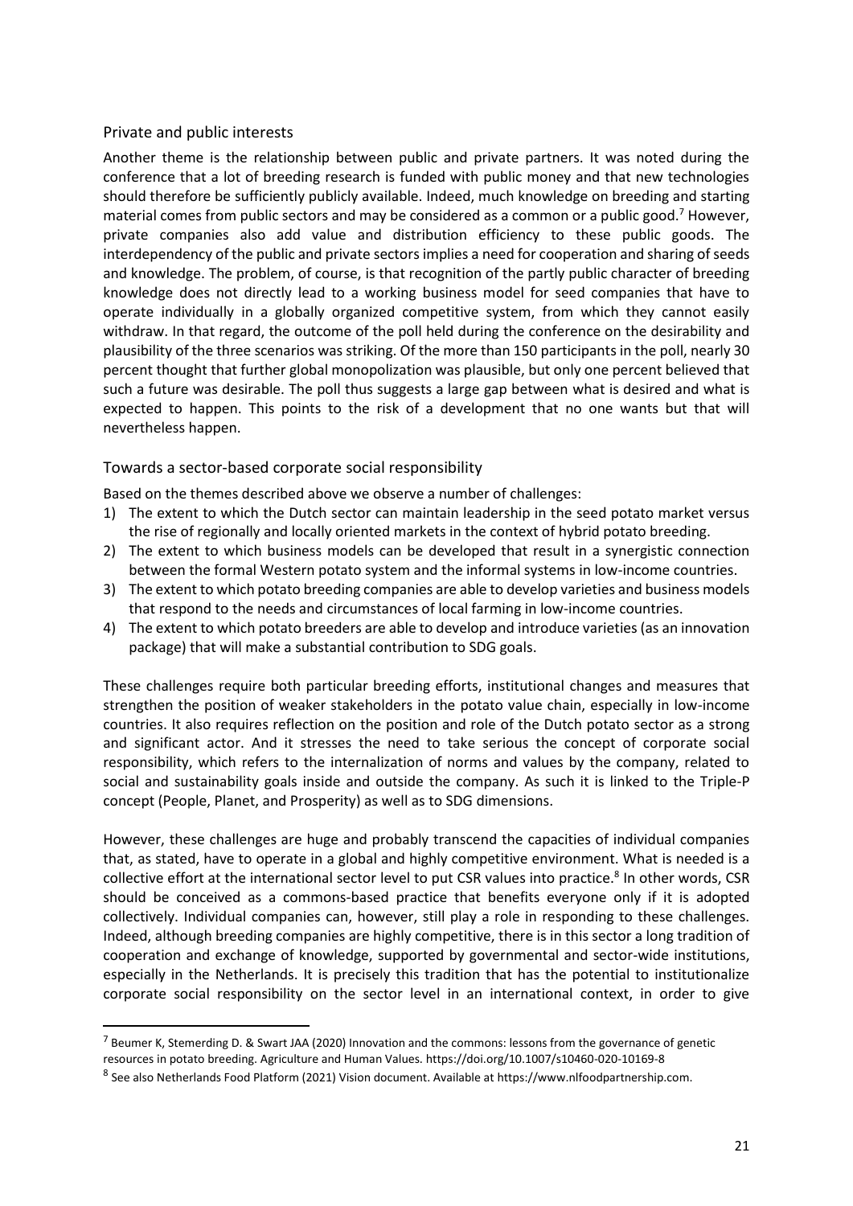## Private and public interests

Another theme is the relationship between public and private partners. It was noted during the conference that a lot of breeding research is funded with public money and that new technologies should therefore be sufficiently publicly available. Indeed, much knowledge on breeding and starting material comes from public sectors and may be considered as a common or a public good.[7] However, private companies also add value and distribution efficiency to these public goods. The interdependency of the public and private sectors implies a need for cooperation and sharing of seeds and knowledge. The problem, of course, is that recognition of the partly public character of breeding knowledge does not directly lead to a working business model for seed companies that have to operate individually in a globally organized competitive system, from which they cannot easily withdraw. In that regard, the outcome of the poll held during the conference on the desirability and plausibility of the three scenarios was striking. Of the more than 150 participants in the poll, nearly 30 percent thought that further global monopolization was plausible, but only one percent believed that such a future was desirable. The poll thus suggests a large gap between what is desired and what is expected to happen. This points to the risk of a development that no one wants but that will nevertheless happen.

## Towards a sector-based corporate social responsibility

Based on the themes described above we observe a number of challenges:

1) The extent to which the Dutch sector can maintain leadership in the seed potato market versus the rise of regionally and locally oriented markets in the context of hybrid potato breeding.
2) The extent to which business models can be developed that result in a synergistic connection between the formal Western potato system and the informal systems in low-income countries.
3) The extent to which potato breeding companies are able to develop varieties and business models that respond to the needs and circumstances of local farming in low-income countries.
4) The extent to which potato breeders are able to develop and introduce varieties (as an innovation package) that will make a substantial contribution to SDG goals.

These challenges require both particular breeding efforts, institutional changes and measures that strengthen the position of weaker stakeholders in the potato value chain, especially in low-income countries. It also requires reflection on the position and role of the Dutch potato sector as a strong and significant actor. And it stresses the need to take serious the concept of corporate social responsibility, which refers to the internalization of norms and values by the company, related to social and sustainability goals inside and outside the company. As such it is linked to the Triple-P concept (People, Planet, and Prosperity) as well as to SDG dimensions.

However, these challenges are huge and probably transcend the capacities of individual companies that, as stated, have to operate in a global and highly competitive environment. What is needed is a collective effort at the international sector level to put CSR values into practice.[8] In other words, CSR should be conceived as a commons-based practice that benefits everyone only if it is adopted collectively. Individual companies can, however, still play a role in responding to these challenges. Indeed, although breeding companies are highly competitive, there is in this sector a long tradition of cooperation and exchange of knowledge, supported by governmental and sector-wide institutions, especially in the Netherlands. It is precisely this tradition that has the potential to institutionalize corporate social responsibility on the sector level in an international context, in order to give

---

[7] Beumer K, Stemerding D. & Swart JAA (2020) Innovation and the commons: lessons from the governance of genetic resources in potato breeding. Agriculture and Human Values. https://doi.org/10.1007/s10460-020-10169-8

[8] See also Netherlands Food Platform (2021) Vision document. Available at https://www.nlfoodpartnership.com.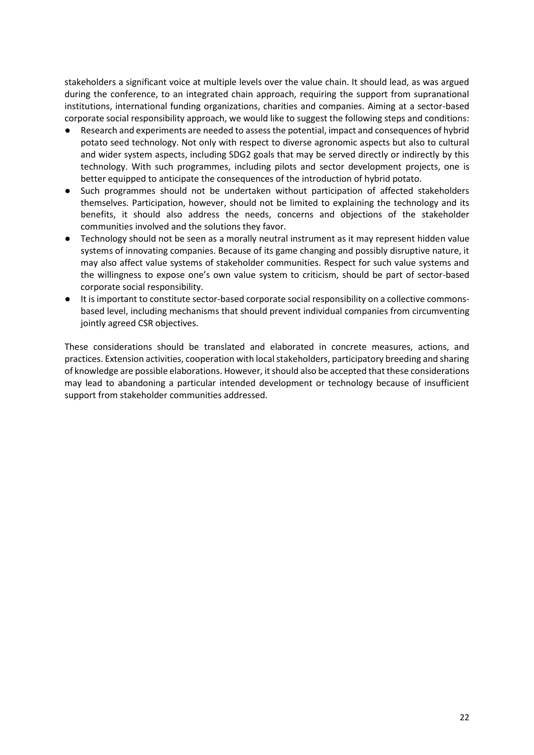stakeholders a significant voice at multiple levels over the value chain. It should lead, as was argued during the conference, to an integrated chain approach, requiring the support from supranational institutions, international funding organizations, charities and companies. Aiming at a sector-based corporate social responsibility approach, we would like to suggest the following steps and conditions:

- Research and experiments are needed to assess the potential, impact and consequences of hybrid potato seed technology. Not only with respect to diverse agronomic aspects but also to cultural and wider system aspects, including SDG2 goals that may be served directly or indirectly by this technology. With such programmes, including pilots and sector development projects, one is better equipped to anticipate the consequences of the introduction of hybrid potato.
- Such programmes should not be undertaken without participation of affected stakeholders themselves. Participation, however, should not be limited to explaining the technology and its benefits, it should also address the needs, concerns and objections of the stakeholder communities involved and the solutions they favor.
- Technology should not be seen as a morally neutral instrument as it may represent hidden value systems of innovating companies. Because of its game changing and possibly disruptive nature, it may also affect value systems of stakeholder communities. Respect for such value systems and the willingness to expose one's own value system to criticism, should be part of sector-based corporate social responsibility.
- It is important to constitute sector-based corporate social responsibility on a collective commons-based level, including mechanisms that should prevent individual companies from circumventing jointly agreed CSR objectives.

These considerations should be translated and elaborated in concrete measures, actions, and practices. Extension activities, cooperation with local stakeholders, participatory breeding and sharing of knowledge are possible elaborations. However, it should also be accepted that these considerations may lead to abandoning a particular intended development or technology because of insufficient support from stakeholder communities addressed.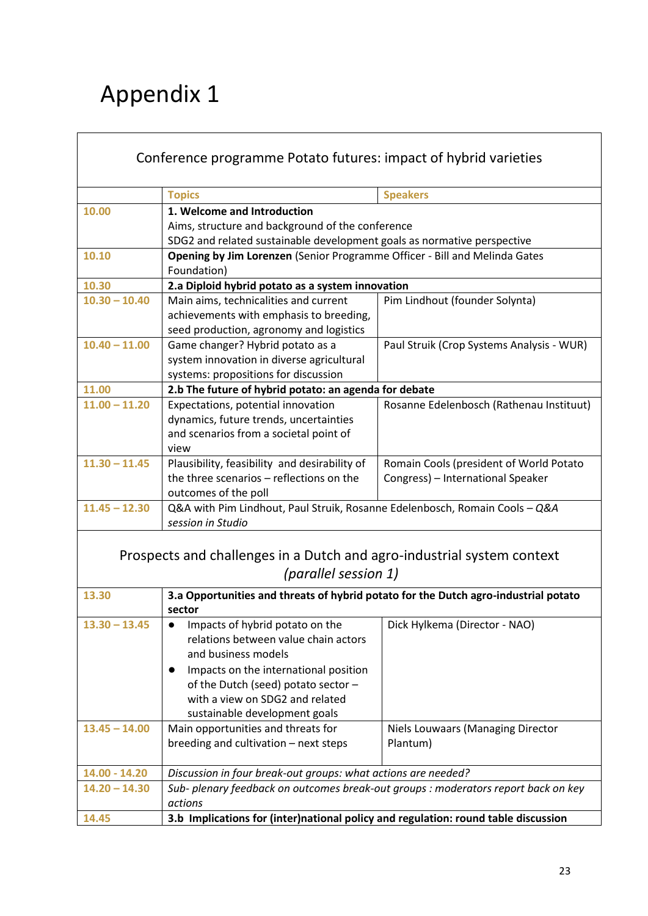# Appendix 1

| Conference programme Potato futures: impact of hybrid varieties | | |
|---|---|---|
| | **Topics** | **Speakers** |
| 10.00 | **1. Welcome and Introduction**<br>Aims, structure and background of the conference<br>SDG2 and related sustainable development goals as normative perspective | |
| 10.10 | **Opening by Jim Lorenzen** (Senior Programme Officer - Bill and Melinda Gates Foundation) | |
| 10.30 | **2.a Diploid hybrid potato as a system innovation** | |
| 10.30 – 10.40 | Main aims, technicalities and current achievements with emphasis to breeding, seed production, agronomy and logistics | Pim Lindhout (founder Solynta) |
| 10.40 – 11.00 | Game changer? Hybrid potato as a system innovation in diverse agricultural systems: propositions for discussion | Paul Struik (Crop Systems Analysis - WUR) |
| 11.00 | **2.b The future of hybrid potato: an agenda for debate** | |
| 11.00 – 11.20 | Expectations, potential innovation dynamics, future trends, uncertainties and scenarios from a societal point of view | Rosanne Edelenbosch (Rathenau Instituut) |
| 11.30 – 11.45 | Plausibility, feasibility and desirability of the three scenarios – reflections on the outcomes of the poll | Romain Cools (president of World Potato Congress) – International Speaker |
| 11.45 – 12.30 | Q&A with Pim Lindhout, Paul Struik, Rosanne Edelenbosch, Romain Cools – *Q&A session in Studio* | |
| Prospects and challenges in a Dutch and agro-industrial system context *(parallel session 1)* | | |
| 13.30 | **3.a Opportunities and threats of hybrid potato for the Dutch agro-industrial potato sector** | |
| 13.30 – 13.45 | • Impacts of hybrid potato on the relations between value chain actors and business models<br>• Impacts on the international position of the Dutch (seed) potato sector – with a view on SDG2 and related sustainable development goals | Dick Hylkema (Director - NAO) |
| 13.45 – 14.00 | Main opportunities and threats for breeding and cultivation – next steps | Niels Louwaars (Managing Director Plantum) |
| 14.00 - 14.20 | *Discussion in four break-out groups: what actions are needed?* | |
| 14.20 – 14.30 | *Sub- plenary feedback on outcomes break-out groups : moderators report back on key actions* | |
| 14.45 | **3.b Implications for (inter)national policy and regulation: round table discussion** | |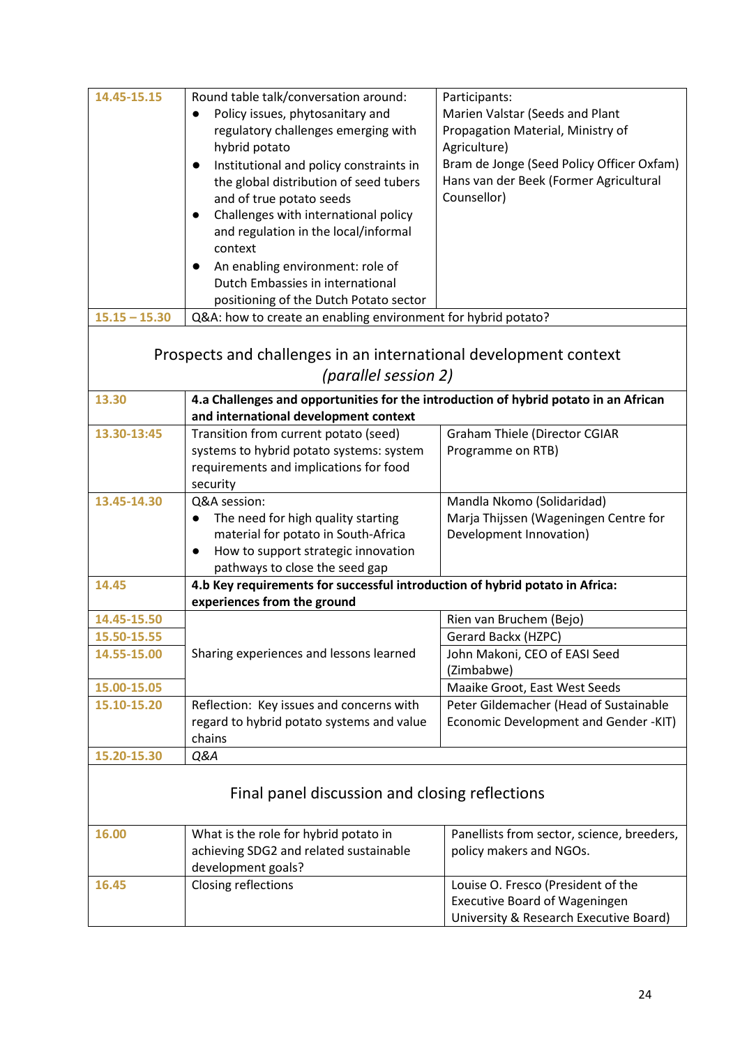| | | |
|---|---|---|
| 14.45-15.15 | Round table talk/conversation around:<br>• Policy issues, phytosanitary and regulatory challenges emerging with hybrid potato<br>• Institutional and policy constraints in the global distribution of seed tubers and of true potato seeds<br>• Challenges with international policy and regulation in the local/informal context<br>• An enabling environment: role of Dutch Embassies in international positioning of the Dutch Potato sector | Participants:<br>Marien Valstar (Seeds and Plant Propagation Material, Ministry of Agriculture)<br>Bram de Jonge (Seed Policy Officer Oxfam)<br>Hans van der Beek (Former Agricultural Counsellor) |
| 15.15 – 15.30 | Q&A: how to create an enabling environment for hybrid potato? | |

## Prospects and challenges in an international development context *(parallel session 2)*

| | | |
|---|---|---|
| 13.30 | **4.a Challenges and opportunities for the introduction of hybrid potato in an African and international development context** | |
| 13.30-13:45 | Transition from current potato (seed) systems to hybrid potato systems: system requirements and implications for food security | Graham Thiele (Director CGIAR Programme on RTB) |
| 13.45-14.30 | Q&A session:<br>• The need for high quality starting material for potato in South-Africa<br>• How to support strategic innovation pathways to close the seed gap | Mandla Nkomo (Solidaridad)<br>Marja Thijssen (Wageningen Centre for Development Innovation) |
| 14.45 | **4.b Key requirements for successful introduction of hybrid potato in Africa: experiences from the ground** | |
| 14.45-15.50 | Sharing experiences and lessons learned | Rien van Bruchem (Bejo) |
| 15.50-15.55 | | Gerard Backx (HZPC) |
| 14.55-15.00 | | John Makoni, CEO of EASI Seed (Zimbabwe) |
| 15.00-15.05 | | Maaike Groot, East West Seeds |
| 15.10-15.20 | Reflection: Key issues and concerns with regard to hybrid potato systems and value chains | Peter Gildemacher (Head of Sustainable Economic Development and Gender -KIT) |
| 15.20-15.30 | *Q&A* | |

## Final panel discussion and closing reflections

| | | |
|---|---|---|
| 16.00 | What is the role for hybrid potato in achieving SDG2 and related sustainable development goals? | Panellists from sector, science, breeders, policy makers and NGOs. |
| 16.45 | Closing reflections | Louise O. Fresco (President of the Executive Board of Wageningen University & Research Executive Board) |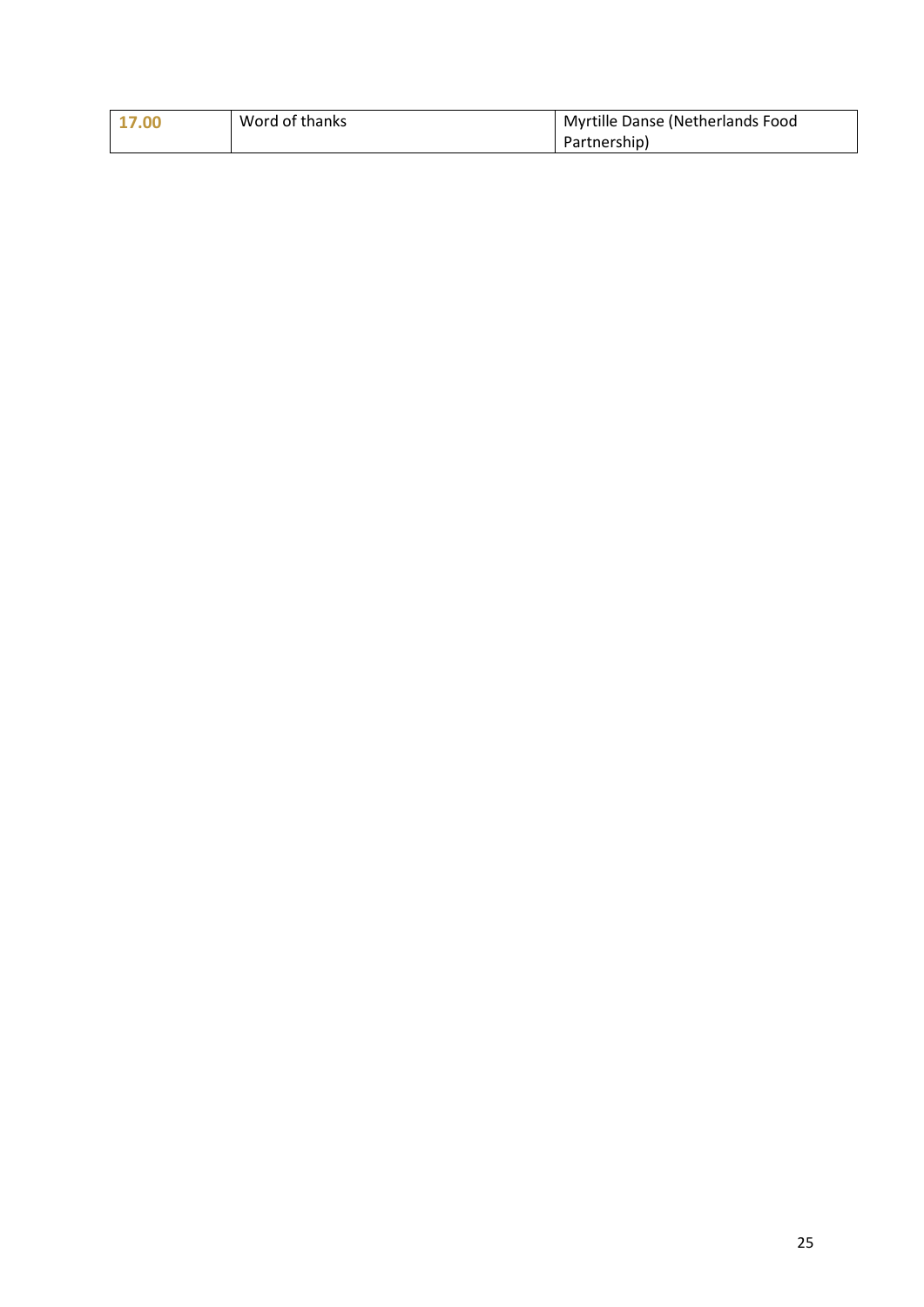| | | |
|---|---|---|
| **17.00** | Word of thanks | Myrtille Danse (Netherlands Food Partnership) |